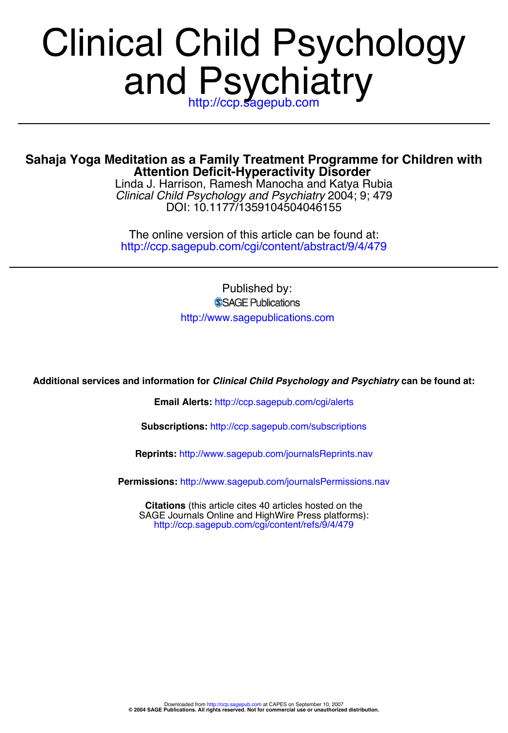# Clinical Child Psychology and Psychiatry

http://ccp.sagepub.com

## Sahaja Yoga Meditation as a Family Treatment Programme for Children with Attention Deficit-Hyperactivity Disorder

Linda J. Harrison, Ramesh Manocha and Katya Rubia

*Clinical Child Psychology and Psychiatry* 2004; 9; 479

DOI: 10.1177/1359104504046155

The online version of this article can be found at:
http://ccp.sagepub.com/cgi/content/abstract/9/4/479

Published by:

SAGE Publications

http://www.sagepublications.com

**Additional services and information for *Clinical Child Psychology and Psychiatry* can be found at:**

**Email Alerts:** http://ccp.sagepub.com/cgi/alerts

**Subscriptions:** http://ccp.sagepub.com/subscriptions

**Reprints:** http://www.sagepub.com/journalsReprints.nav

**Permissions:** http://www.sagepub.com/journalsPermissions.nav

**Citations** (this article cites 40 articles hosted on the SAGE Journals Online and HighWire Press platforms):
http://ccp.sagepub.com/cgi/content/refs/9/4/479

Downloaded from http://ccp.sagepub.com at CAPES on September 10, 2007
**© 2004 SAGE Publications. All rights reserved. Not for commercial use or unauthorized distribution.**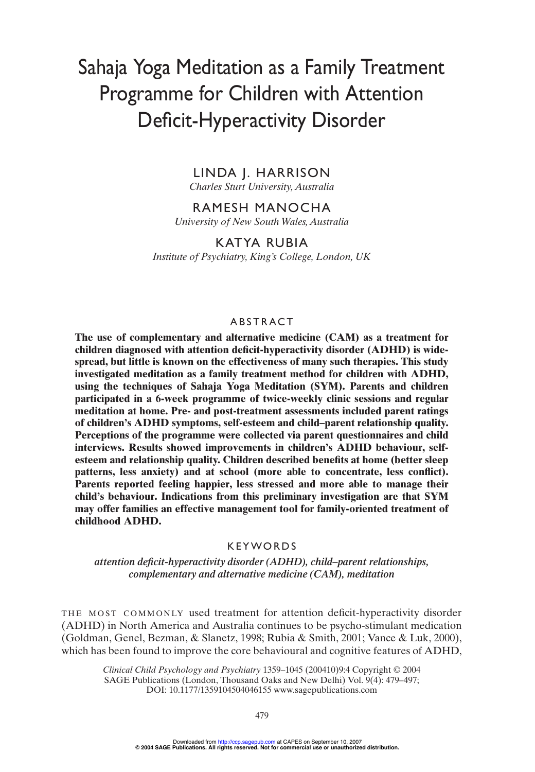# Sahaja Yoga Meditation as a Family Treatment Programme for Children with Attention Deficit-Hyperactivity Disorder

LINDA J. HARRISON
*Charles Sturt University, Australia*

RAMESH MANOCHA
*University of New South Wales, Australia*

KATYA RUBIA
*Institute of Psychiatry, King's College, London, UK*

## ABSTRACT

**The use of complementary and alternative medicine (CAM) as a treatment for children diagnosed with attention deficit-hyperactivity disorder (ADHD) is widespread, but little is known on the effectiveness of many such therapies. This study investigated meditation as a family treatment method for children with ADHD, using the techniques of Sahaja Yoga Meditation (SYM). Parents and children participated in a 6-week programme of twice-weekly clinic sessions and regular meditation at home. Pre- and post-treatment assessments included parent ratings of children's ADHD symptoms, self-esteem and child–parent relationship quality. Perceptions of the programme were collected via parent questionnaires and child interviews. Results showed improvements in children's ADHD behaviour, self-esteem and relationship quality. Children described benefits at home (better sleep patterns, less anxiety) and at school (more able to concentrate, less conflict). Parents reported feeling happier, less stressed and more able to manage their child's behaviour. Indications from this preliminary investigation are that SYM may offer families an effective management tool for family-oriented treatment of childhood ADHD.**

## KEYWORDS

*attention deficit-hyperactivity disorder (ADHD), child–parent relationships, complementary and alternative medicine (CAM), meditation*

THE MOST COMMONLY used treatment for attention deficit-hyperactivity disorder (ADHD) in North America and Australia continues to be psycho-stimulant medication (Goldman, Genel, Bezman, & Slanetz, 1998; Rubia & Smith, 2001; Vance & Luk, 2000), which has been found to improve the core behavioural and cognitive features of ADHD,

*Clinical Child Psychology and Psychiatry* 1359–1045 (200410)9:4 Copyright © 2004 SAGE Publications (London, Thousand Oaks and New Delhi) Vol. 9(4): 479–497; DOI: 10.1177/1359104504046155 www.sagepublications.com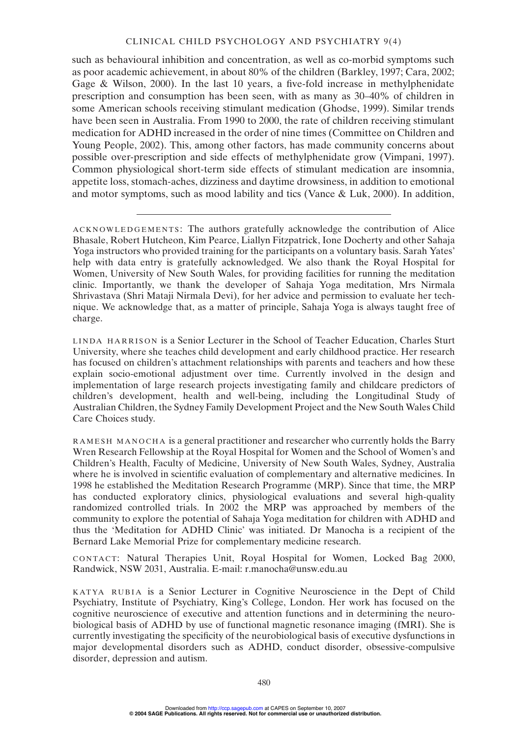such as behavioural inhibition and concentration, as well as co-morbid symptoms such as poor academic achievement, in about 80% of the children (Barkley, 1997; Cara, 2002; Gage & Wilson, 2000). In the last 10 years, a five-fold increase in methylphenidate prescription and consumption has been seen, with as many as 30–40% of children in some American schools receiving stimulant medication (Ghodse, 1999). Similar trends have been seen in Australia. From 1990 to 2000, the rate of children receiving stimulant medication for ADHD increased in the order of nine times (Committee on Children and Young People, 2002). This, among other factors, has made community concerns about possible over-prescription and side effects of methylphenidate grow (Vimpani, 1997). Common physiological short-term side effects of stimulant medication are insomnia, appetite loss, stomach-aches, dizziness and daytime drowsiness, in addition to emotional and motor symptoms, such as mood lability and tics (Vance & Luk, 2000). In addition,

---

ACKNOWLEDGEMENTS: The authors gratefully acknowledge the contribution of Alice Bhasale, Robert Hutcheon, Kim Pearce, Liallyn Fitzpatrick, Ione Docherty and other Sahaja Yoga instructors who provided training for the participants on a voluntary basis. Sarah Yates' help with data entry is gratefully acknowledged. We also thank the Royal Hospital for Women, University of New South Wales, for providing facilities for running the meditation clinic. Importantly, we thank the developer of Sahaja Yoga meditation, Mrs Nirmala Shrivastava (Shri Mataji Nirmala Devi), for her advice and permission to evaluate her technique. We acknowledge that, as a matter of principle, Sahaja Yoga is always taught free of charge.

LINDA HARRISON is a Senior Lecturer in the School of Teacher Education, Charles Sturt University, where she teaches child development and early childhood practice. Her research has focused on children's attachment relationships with parents and teachers and how these explain socio-emotional adjustment over time. Currently involved in the design and implementation of large research projects investigating family and childcare predictors of children's development, health and well-being, including the Longitudinal Study of Australian Children, the Sydney Family Development Project and the New South Wales Child Care Choices study.

RAMESH MANOCHA is a general practitioner and researcher who currently holds the Barry Wren Research Fellowship at the Royal Hospital for Women and the School of Women's and Children's Health, Faculty of Medicine, University of New South Wales, Sydney, Australia where he is involved in scientific evaluation of complementary and alternative medicines. In 1998 he established the Meditation Research Programme (MRP). Since that time, the MRP has conducted exploratory clinics, physiological evaluations and several high-quality randomized controlled trials. In 2002 the MRP was approached by members of the community to explore the potential of Sahaja Yoga meditation for children with ADHD and thus the 'Meditation for ADHD Clinic' was initiated. Dr Manocha is a recipient of the Bernard Lake Memorial Prize for complementary medicine research.

CONTACT: Natural Therapies Unit, Royal Hospital for Women, Locked Bag 2000, Randwick, NSW 2031, Australia. E-mail: r.manocha@unsw.edu.au

KATYA RUBIA is a Senior Lecturer in Cognitive Neuroscience in the Dept of Child Psychiatry, Institute of Psychiatry, King's College, London. Her work has focused on the cognitive neuroscience of executive and attention functions and in determining the neurobiological basis of ADHD by use of functional magnetic resonance imaging (fMRI). She is currently investigating the specificity of the neurobiological basis of executive dysfunctions in major developmental disorders such as ADHD, conduct disorder, obsessive-compulsive disorder, depression and autism.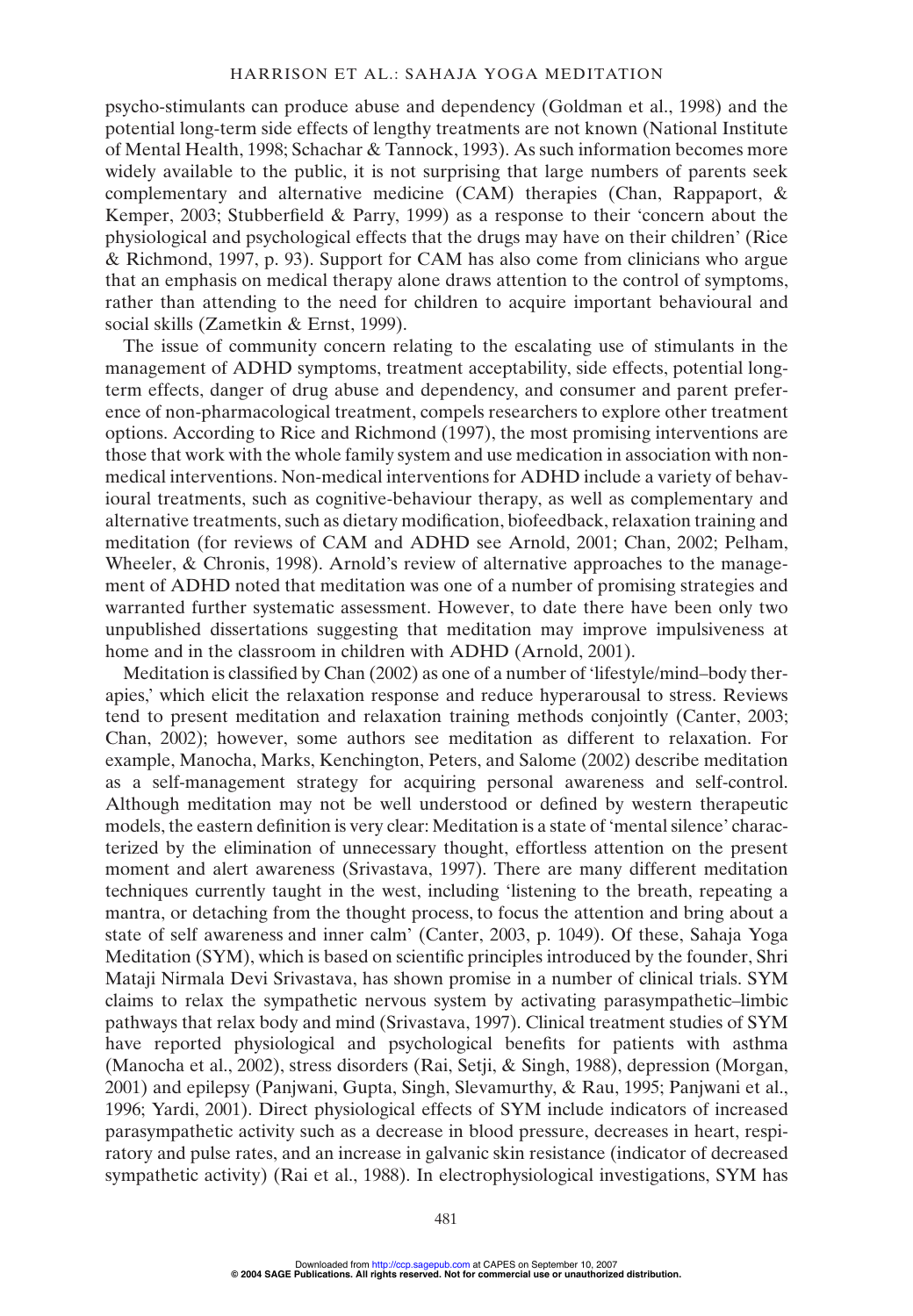psycho-stimulants can produce abuse and dependency (Goldman et al., 1998) and the potential long-term side effects of lengthy treatments are not known (National Institute of Mental Health, 1998; Schachar & Tannock, 1993). As such information becomes more widely available to the public, it is not surprising that large numbers of parents seek complementary and alternative medicine (CAM) therapies (Chan, Rappaport, & Kemper, 2003; Stubberfield & Parry, 1999) as a response to their 'concern about the physiological and psychological effects that the drugs may have on their children' (Rice & Richmond, 1997, p. 93). Support for CAM has also come from clinicians who argue that an emphasis on medical therapy alone draws attention to the control of symptoms, rather than attending to the need for children to acquire important behavioural and social skills (Zametkin & Ernst, 1999).

The issue of community concern relating to the escalating use of stimulants in the management of ADHD symptoms, treatment acceptability, side effects, potential long-term effects, danger of drug abuse and dependency, and consumer and parent preference of non-pharmacological treatment, compels researchers to explore other treatment options. According to Rice and Richmond (1997), the most promising interventions are those that work with the whole family system and use medication in association with non-medical interventions. Non-medical interventions for ADHD include a variety of behavioural treatments, such as cognitive-behaviour therapy, as well as complementary and alternative treatments, such as dietary modification, biofeedback, relaxation training and meditation (for reviews of CAM and ADHD see Arnold, 2001; Chan, 2002; Pelham, Wheeler, & Chronis, 1998). Arnold's review of alternative approaches to the management of ADHD noted that meditation was one of a number of promising strategies and warranted further systematic assessment. However, to date there have been only two unpublished dissertations suggesting that meditation may improve impulsiveness at home and in the classroom in children with ADHD (Arnold, 2001).

Meditation is classified by Chan (2002) as one of a number of 'lifestyle/mind–body therapies,' which elicit the relaxation response and reduce hyperarousal to stress. Reviews tend to present meditation and relaxation training methods conjointly (Canter, 2003; Chan, 2002); however, some authors see meditation as different to relaxation. For example, Manocha, Marks, Kenchington, Peters, and Salome (2002) describe meditation as a self-management strategy for acquiring personal awareness and self-control. Although meditation may not be well understood or defined by western therapeutic models, the eastern definition is very clear: Meditation is a state of 'mental silence' characterized by the elimination of unnecessary thought, effortless attention on the present moment and alert awareness (Srivastava, 1997). There are many different meditation techniques currently taught in the west, including 'listening to the breath, repeating a mantra, or detaching from the thought process, to focus the attention and bring about a state of self awareness and inner calm' (Canter, 2003, p. 1049). Of these, Sahaja Yoga Meditation (SYM), which is based on scientific principles introduced by the founder, Shri Mataji Nirmala Devi Srivastava, has shown promise in a number of clinical trials. SYM claims to relax the sympathetic nervous system by activating parasympathetic–limbic pathways that relax body and mind (Srivastava, 1997). Clinical treatment studies of SYM have reported physiological and psychological benefits for patients with asthma (Manocha et al., 2002), stress disorders (Rai, Setji, & Singh, 1988), depression (Morgan, 2001) and epilepsy (Panjwani, Gupta, Singh, Slevamurthy, & Rau, 1995; Panjwani et al., 1996; Yardi, 2001). Direct physiological effects of SYM include indicators of increased parasympathetic activity such as a decrease in blood pressure, decreases in heart, respiratory and pulse rates, and an increase in galvanic skin resistance (indicator of decreased sympathetic activity) (Rai et al., 1988). In electrophysiological investigations, SYM has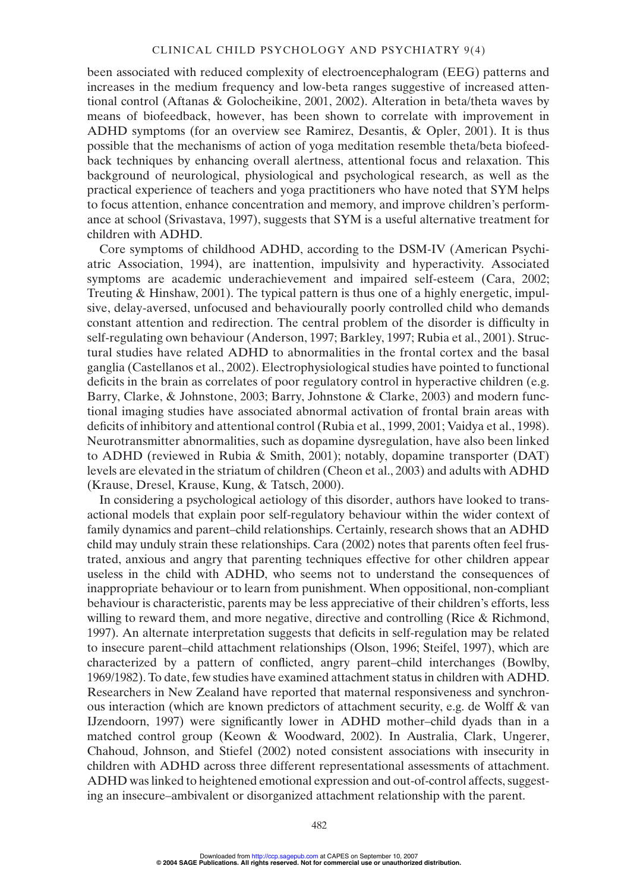been associated with reduced complexity of electroencephalogram (EEG) patterns and increases in the medium frequency and low-beta ranges suggestive of increased attentional control (Aftanas & Golocheikine, 2001, 2002). Alteration in beta/theta waves by means of biofeedback, however, has been shown to correlate with improvement in ADHD symptoms (for an overview see Ramirez, Desantis, & Opler, 2001). It is thus possible that the mechanisms of action of yoga meditation resemble theta/beta biofeedback techniques by enhancing overall alertness, attentional focus and relaxation. This background of neurological, physiological and psychological research, as well as the practical experience of teachers and yoga practitioners who have noted that SYM helps to focus attention, enhance concentration and memory, and improve children's performance at school (Srivastava, 1997), suggests that SYM is a useful alternative treatment for children with ADHD.

Core symptoms of childhood ADHD, according to the DSM-IV (American Psychiatric Association, 1994), are inattention, impulsivity and hyperactivity. Associated symptoms are academic underachievement and impaired self-esteem (Cara, 2002; Treuting & Hinshaw, 2001). The typical pattern is thus one of a highly energetic, impulsive, delay-aversed, unfocused and behaviourally poorly controlled child who demands constant attention and redirection. The central problem of the disorder is difficulty in self-regulating own behaviour (Anderson, 1997; Barkley, 1997; Rubia et al., 2001). Structural studies have related ADHD to abnormalities in the frontal cortex and the basal ganglia (Castellanos et al., 2002). Electrophysiological studies have pointed to functional deficits in the brain as correlates of poor regulatory control in hyperactive children (e.g. Barry, Clarke, & Johnstone, 2003; Barry, Johnstone & Clarke, 2003) and modern functional imaging studies have associated abnormal activation of frontal brain areas with deficits of inhibitory and attentional control (Rubia et al., 1999, 2001; Vaidya et al., 1998). Neurotransmitter abnormalities, such as dopamine dysregulation, have also been linked to ADHD (reviewed in Rubia & Smith, 2001); notably, dopamine transporter (DAT) levels are elevated in the striatum of children (Cheon et al., 2003) and adults with ADHD (Krause, Dresel, Krause, Kung, & Tatsch, 2000).

In considering a psychological aetiology of this disorder, authors have looked to transactional models that explain poor self-regulatory behaviour within the wider context of family dynamics and parent–child relationships. Certainly, research shows that an ADHD child may unduly strain these relationships. Cara (2002) notes that parents often feel frustrated, anxious and angry that parenting techniques effective for other children appear useless in the child with ADHD, who seems not to understand the consequences of inappropriate behaviour or to learn from punishment. When oppositional, non-compliant behaviour is characteristic, parents may be less appreciative of their children's efforts, less willing to reward them, and more negative, directive and controlling (Rice & Richmond, 1997). An alternate interpretation suggests that deficits in self-regulation may be related to insecure parent–child attachment relationships (Olson, 1996; Steifel, 1997), which are characterized by a pattern of conflicted, angry parent–child interchanges (Bowlby, 1969/1982). To date, few studies have examined attachment status in children with ADHD. Researchers in New Zealand have reported that maternal responsiveness and synchronous interaction (which are known predictors of attachment security, e.g. de Wolff & van IJzendoorn, 1997) were significantly lower in ADHD mother–child dyads than in a matched control group (Keown & Woodward, 2002). In Australia, Clark, Ungerer, Chahoud, Johnson, and Stiefel (2002) noted consistent associations with insecurity in children with ADHD across three different representational assessments of attachment. ADHD was linked to heightened emotional expression and out-of-control affects, suggesting an insecure–ambivalent or disorganized attachment relationship with the parent.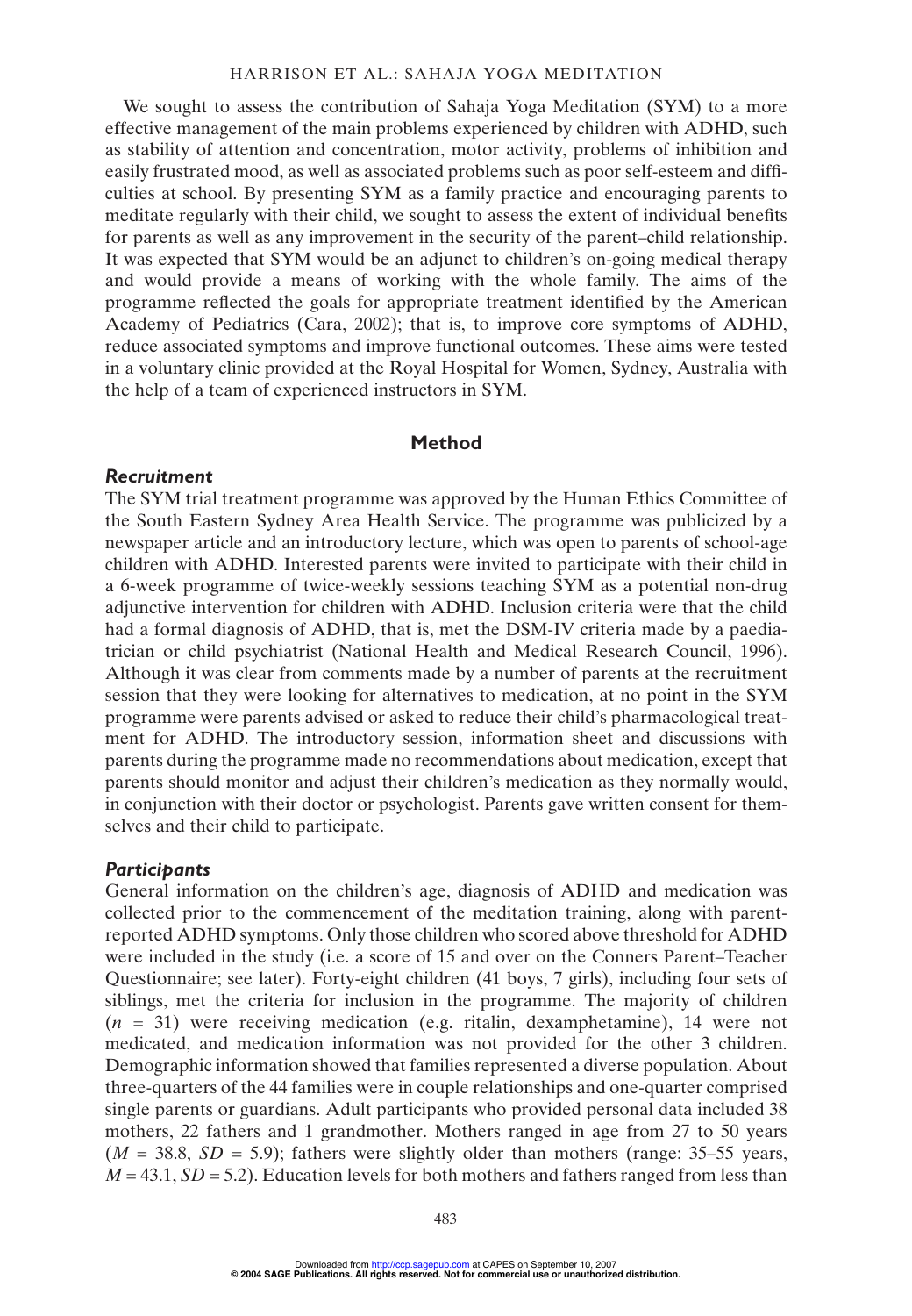We sought to assess the contribution of Sahaja Yoga Meditation (SYM) to a more effective management of the main problems experienced by children with ADHD, such as stability of attention and concentration, motor activity, problems of inhibition and easily frustrated mood, as well as associated problems such as poor self-esteem and difficulties at school. By presenting SYM as a family practice and encouraging parents to meditate regularly with their child, we sought to assess the extent of individual benefits for parents as well as any improvement in the security of the parent–child relationship. It was expected that SYM would be an adjunct to children's on-going medical therapy and would provide a means of working with the whole family. The aims of the programme reflected the goals for appropriate treatment identified by the American Academy of Pediatrics (Cara, 2002); that is, to improve core symptoms of ADHD, reduce associated symptoms and improve functional outcomes. These aims were tested in a voluntary clinic provided at the Royal Hospital for Women, Sydney, Australia with the help of a team of experienced instructors in SYM.

## Method

### *Recruitment*

The SYM trial treatment programme was approved by the Human Ethics Committee of the South Eastern Sydney Area Health Service. The programme was publicized by a newspaper article and an introductory lecture, which was open to parents of school-age children with ADHD. Interested parents were invited to participate with their child in a 6-week programme of twice-weekly sessions teaching SYM as a potential non-drug adjunctive intervention for children with ADHD. Inclusion criteria were that the child had a formal diagnosis of ADHD, that is, met the DSM-IV criteria made by a paediatrician or child psychiatrist (National Health and Medical Research Council, 1996). Although it was clear from comments made by a number of parents at the recruitment session that they were looking for alternatives to medication, at no point in the SYM programme were parents advised or asked to reduce their child's pharmacological treatment for ADHD. The introductory session, information sheet and discussions with parents during the programme made no recommendations about medication, except that parents should monitor and adjust their children's medication as they normally would, in conjunction with their doctor or psychologist. Parents gave written consent for themselves and their child to participate.

### *Participants*

General information on the children's age, diagnosis of ADHD and medication was collected prior to the commencement of the meditation training, along with parent-reported ADHD symptoms. Only those children who scored above threshold for ADHD were included in the study (i.e. a score of 15 and over on the Conners Parent–Teacher Questionnaire; see later). Forty-eight children (41 boys, 7 girls), including four sets of siblings, met the criteria for inclusion in the programme. The majority of children ($n$ = 31) were receiving medication (e.g. ritalin, dexamphetamine), 14 were not medicated, and medication information was not provided for the other 3 children. Demographic information showed that families represented a diverse population. About three-quarters of the 44 families were in couple relationships and one-quarter comprised single parents or guardians. Adult participants who provided personal data included 38 mothers, 22 fathers and 1 grandmother. Mothers ranged in age from 27 to 50 years ($M$ = 38.8, $SD$ = 5.9); fathers were slightly older than mothers (range: 35–55 years, $M$ = 43.1, $SD$ = 5.2). Education levels for both mothers and fathers ranged from less than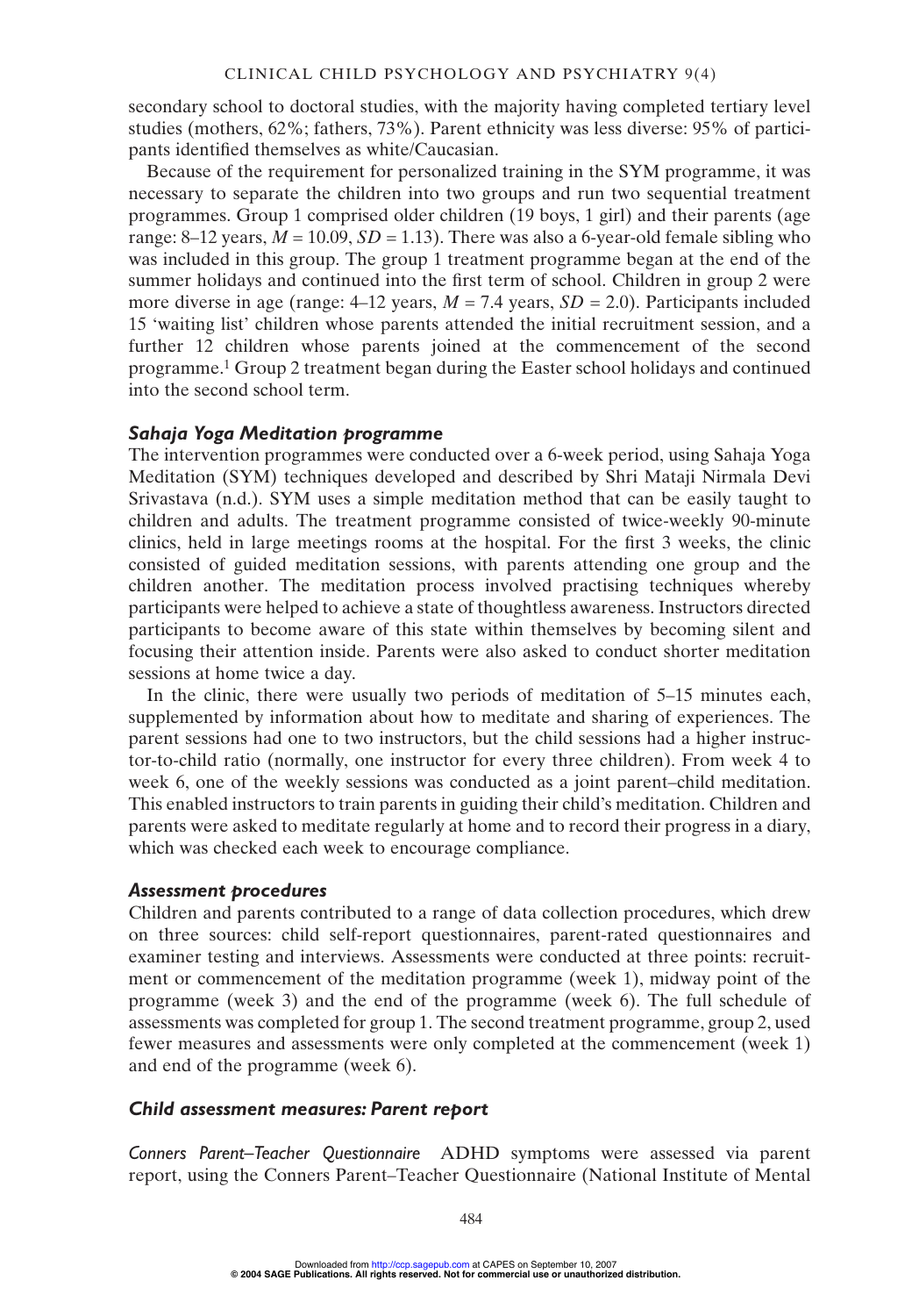secondary school to doctoral studies, with the majority having completed tertiary level studies (mothers, 62%; fathers, 73%). Parent ethnicity was less diverse: 95% of participants identified themselves as white/Caucasian.

Because of the requirement for personalized training in the SYM programme, it was necessary to separate the children into two groups and run two sequential treatment programmes. Group 1 comprised older children (19 boys, 1 girl) and their parents (age range: 8–12 years, $M = 10.09$, $SD = 1.13$). There was also a 6-year-old female sibling who was included in this group. The group 1 treatment programme began at the end of the summer holidays and continued into the first term of school. Children in group 2 were more diverse in age (range: 4–12 years, $M = 7.4$ years, $SD = 2.0$). Participants included 15 'waiting list' children whose parents attended the initial recruitment session, and a further 12 children whose parents joined at the commencement of the second programme.[1] Group 2 treatment began during the Easter school holidays and continued into the second school term.

### *Sahaja Yoga Meditation programme*

The intervention programmes were conducted over a 6-week period, using Sahaja Yoga Meditation (SYM) techniques developed and described by Shri Mataji Nirmala Devi Srivastava (n.d.). SYM uses a simple meditation method that can be easily taught to children and adults. The treatment programme consisted of twice-weekly 90-minute clinics, held in large meetings rooms at the hospital. For the first 3 weeks, the clinic consisted of guided meditation sessions, with parents attending one group and the children another. The meditation process involved practising techniques whereby participants were helped to achieve a state of thoughtless awareness. Instructors directed participants to become aware of this state within themselves by becoming silent and focusing their attention inside. Parents were also asked to conduct shorter meditation sessions at home twice a day.

In the clinic, there were usually two periods of meditation of 5–15 minutes each, supplemented by information about how to meditate and sharing of experiences. The parent sessions had one to two instructors, but the child sessions had a higher instructor-to-child ratio (normally, one instructor for every three children). From week 4 to week 6, one of the weekly sessions was conducted as a joint parent–child meditation. This enabled instructors to train parents in guiding their child's meditation. Children and parents were asked to meditate regularly at home and to record their progress in a diary, which was checked each week to encourage compliance.

### *Assessment procedures*

Children and parents contributed to a range of data collection procedures, which drew on three sources: child self-report questionnaires, parent-rated questionnaires and examiner testing and interviews. Assessments were conducted at three points: recruitment or commencement of the meditation programme (week 1), midway point of the programme (week 3) and the end of the programme (week 6). The full schedule of assessments was completed for group 1. The second treatment programme, group 2, used fewer measures and assessments were only completed at the commencement (week 1) and end of the programme (week 6).

### *Child assessment measures: Parent report*

*Conners Parent–Teacher Questionnaire* ADHD symptoms were assessed via parent report, using the Conners Parent–Teacher Questionnaire (National Institute of Mental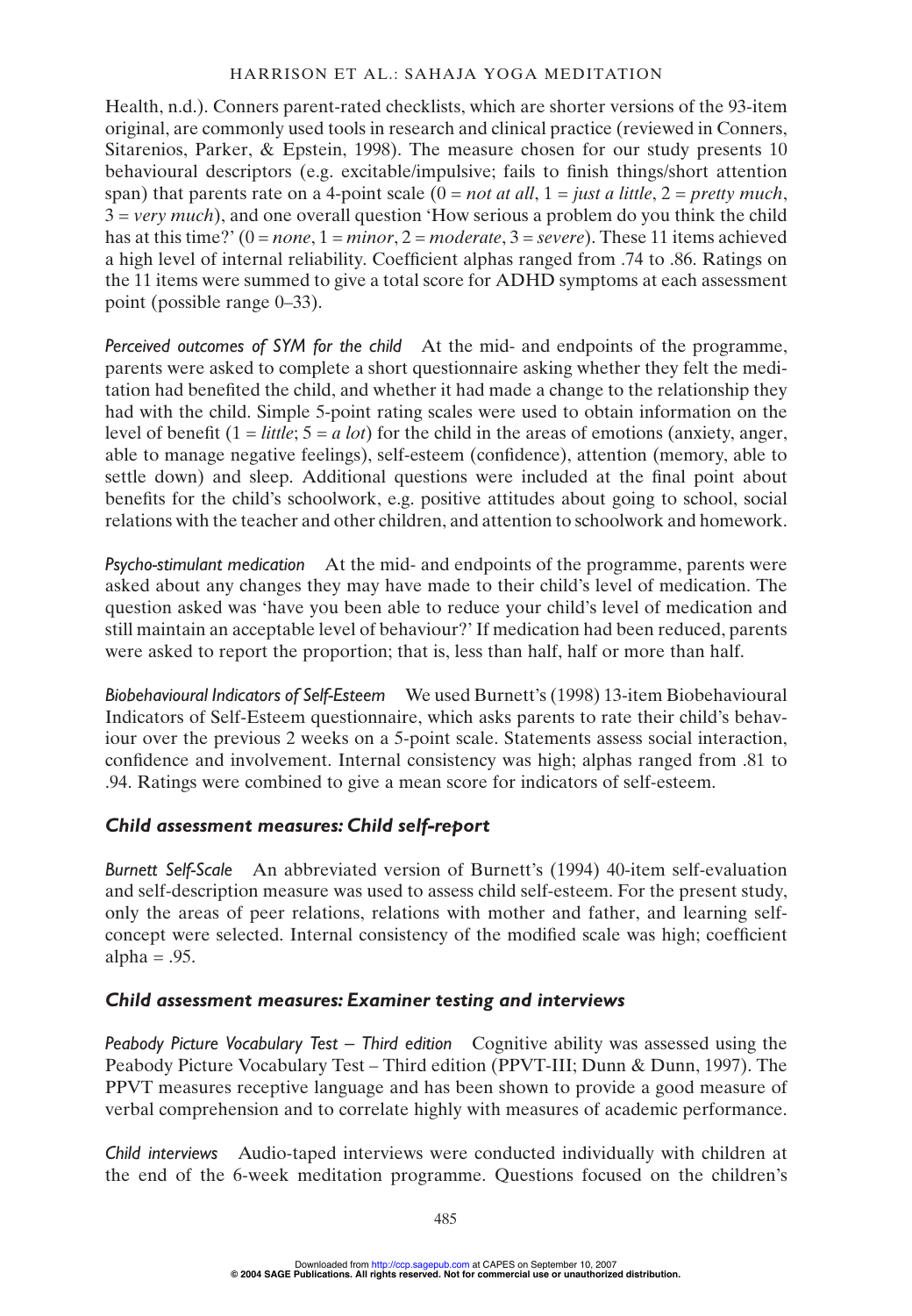Health, n.d.). Conners parent-rated checklists, which are shorter versions of the 93-item original, are commonly used tools in research and clinical practice (reviewed in Conners, Sitarenios, Parker, & Epstein, 1998). The measure chosen for our study presents 10 behavioural descriptors (e.g. excitable/impulsive; fails to finish things/short attention span) that parents rate on a 4-point scale (0 = *not at all*, 1 = *just a little*, 2 = *pretty much*, 3 = *very much*), and one overall question 'How serious a problem do you think the child has at this time?' (0 = *none*, 1 = *minor*, 2 = *moderate*, 3 = *severe*). These 11 items achieved a high level of internal reliability. Coefficient alphas ranged from .74 to .86. Ratings on the 11 items were summed to give a total score for ADHD symptoms at each assessment point (possible range 0–33).

*Perceived outcomes of SYM for the child* At the mid- and endpoints of the programme, parents were asked to complete a short questionnaire asking whether they felt the meditation had benefited the child, and whether it had made a change to the relationship they had with the child. Simple 5-point rating scales were used to obtain information on the level of benefit (1 = *little*; 5 = *a lot*) for the child in the areas of emotions (anxiety, anger, able to manage negative feelings), self-esteem (confidence), attention (memory, able to settle down) and sleep. Additional questions were included at the final point about benefits for the child's schoolwork, e.g. positive attitudes about going to school, social relations with the teacher and other children, and attention to schoolwork and homework.

*Psycho-stimulant medication* At the mid- and endpoints of the programme, parents were asked about any changes they may have made to their child's level of medication. The question asked was 'have you been able to reduce your child's level of medication and still maintain an acceptable level of behaviour?' If medication had been reduced, parents were asked to report the proportion; that is, less than half, half or more than half.

*Biobehavioural Indicators of Self-Esteem* We used Burnett's (1998) 13-item Biobehavioural Indicators of Self-Esteem questionnaire, which asks parents to rate their child's behaviour over the previous 2 weeks on a 5-point scale. Statements assess social interaction, confidence and involvement. Internal consistency was high; alphas ranged from .81 to .94. Ratings were combined to give a mean score for indicators of self-esteem.

### Child assessment measures: Child self-report

*Burnett Self-Scale* An abbreviated version of Burnett's (1994) 40-item self-evaluation and self-description measure was used to assess child self-esteem. For the present study, only the areas of peer relations, relations with mother and father, and learning self-concept were selected. Internal consistency of the modified scale was high; coefficient alpha = .95.

### Child assessment measures: Examiner testing and interviews

*Peabody Picture Vocabulary Test – Third edition* Cognitive ability was assessed using the Peabody Picture Vocabulary Test – Third edition (PPVT-III; Dunn & Dunn, 1997). The PPVT measures receptive language and has been shown to provide a good measure of verbal comprehension and to correlate highly with measures of academic performance.

*Child interviews* Audio-taped interviews were conducted individually with children at the end of the 6-week meditation programme. Questions focused on the children's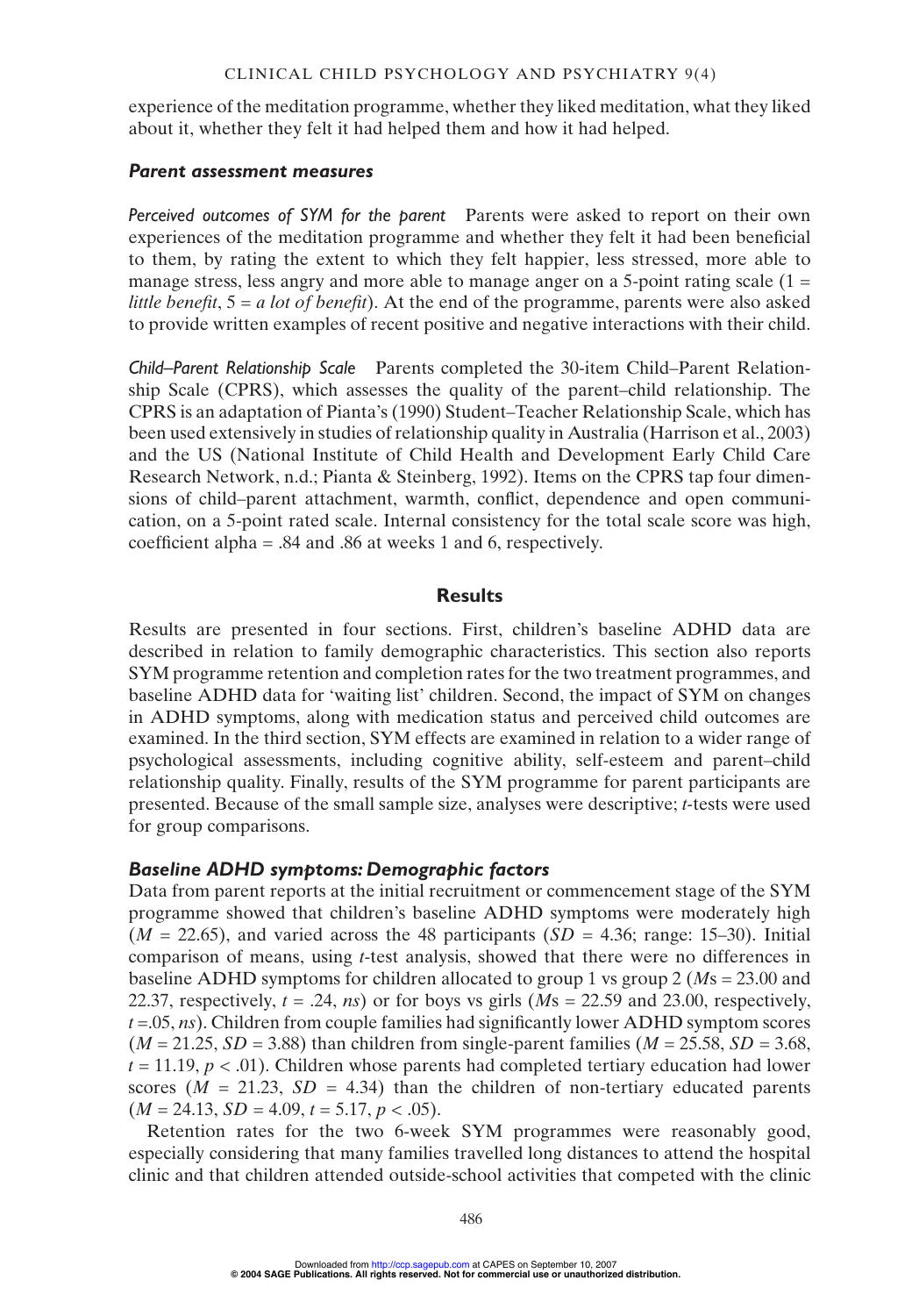experience of the meditation programme, whether they liked meditation, what they liked about it, whether they felt it had helped them and how it had helped.

### *Parent assessment measures*

*Perceived outcomes of SYM for the parent* Parents were asked to report on their own experiences of the meditation programme and whether they felt it had been beneficial to them, by rating the extent to which they felt happier, less stressed, more able to manage stress, less angry and more able to manage anger on a 5-point rating scale (1 = *little benefit*, 5 = *a lot of benefit*). At the end of the programme, parents were also asked to provide written examples of recent positive and negative interactions with their child.

*Child–Parent Relationship Scale* Parents completed the 30-item Child–Parent Relationship Scale (CPRS), which assesses the quality of the parent–child relationship. The CPRS is an adaptation of Pianta's (1990) Student–Teacher Relationship Scale, which has been used extensively in studies of relationship quality in Australia (Harrison et al., 2003) and the US (National Institute of Child Health and Development Early Child Care Research Network, n.d.; Pianta & Steinberg, 1992). Items on the CPRS tap four dimensions of child–parent attachment, warmth, conflict, dependence and open communication, on a 5-point rated scale. Internal consistency for the total scale score was high, coefficient alpha = .84 and .86 at weeks 1 and 6, respectively.

## Results

Results are presented in four sections. First, children's baseline ADHD data are described in relation to family demographic characteristics. This section also reports SYM programme retention and completion rates for the two treatment programmes, and baseline ADHD data for 'waiting list' children. Second, the impact of SYM on changes in ADHD symptoms, along with medication status and perceived child outcomes are examined. In the third section, SYM effects are examined in relation to a wider range of psychological assessments, including cognitive ability, self-esteem and parent–child relationship quality. Finally, results of the SYM programme for parent participants are presented. Because of the small sample size, analyses were descriptive; *t*-tests were used for group comparisons.

### *Baseline ADHD symptoms: Demographic factors*

Data from parent reports at the initial recruitment or commencement stage of the SYM programme showed that children's baseline ADHD symptoms were moderately high ($M = 22.65$), and varied across the 48 participants ($SD = 4.36$; range: 15–30). Initial comparison of means, using *t*-test analysis, showed that there were no differences in baseline ADHD symptoms for children allocated to group 1 vs group 2 (*M*s = 23.00 and 22.37, respectively, $t = .24$, *ns*) or for boys vs girls (*M*s = 22.59 and 23.00, respectively, $t = .05$, *ns*). Children from couple families had significantly lower ADHD symptom scores ($M = 21.25$, $SD = 3.88$) than children from single-parent families ($M = 25.58$, $SD = 3.68$, $t = 11.19$, $p < .01$). Children whose parents had completed tertiary education had lower scores ($M = 21.23$, $SD = 4.34$) than the children of non-tertiary educated parents ($M = 24.13$, $SD = 4.09$, $t = 5.17$, $p < .05$).

Retention rates for the two 6-week SYM programmes were reasonably good, especially considering that many families travelled long distances to attend the hospital clinic and that children attended outside-school activities that competed with the clinic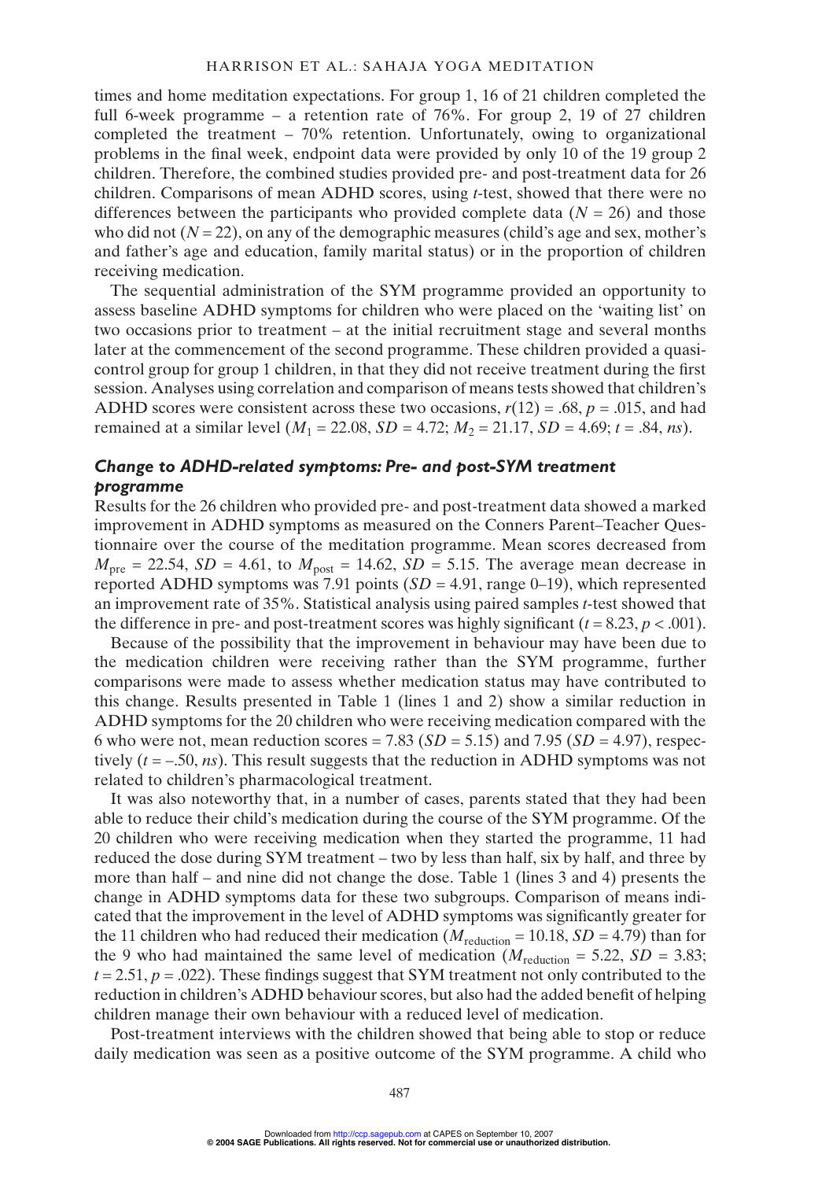times and home meditation expectations. For group 1, 16 of 21 children completed the full 6-week programme – a retention rate of 76%. For group 2, 19 of 27 children completed the treatment – 70% retention. Unfortunately, owing to organizational problems in the final week, endpoint data were provided by only 10 of the 19 group 2 children. Therefore, the combined studies provided pre- and post-treatment data for 26 children. Comparisons of mean ADHD scores, using *t*-test, showed that there were no differences between the participants who provided complete data ($N = 26$) and those who did not ($N = 22$), on any of the demographic measures (child's age and sex, mother's and father's age and education, family marital status) or in the proportion of children receiving medication.

The sequential administration of the SYM programme provided an opportunity to assess baseline ADHD symptoms for children who were placed on the 'waiting list' on two occasions prior to treatment – at the initial recruitment stage and several months later at the commencement of the second programme. These children provided a quasi-control group for group 1 children, in that they did not receive treatment during the first session. Analyses using correlation and comparison of means tests showed that children's ADHD scores were consistent across these two occasions, $r(12) = .68$, $p = .015$, and had remained at a similar level ($M_1 = 22.08$, $SD = 4.72$; $M_2 = 21.17$, $SD = 4.69$; $t = .84$, *ns*).

### *Change to ADHD-related symptoms: Pre- and post-SYM treatment programme*

Results for the 26 children who provided pre- and post-treatment data showed a marked improvement in ADHD symptoms as measured on the Conners Parent–Teacher Questionnaire over the course of the meditation programme. Mean scores decreased from $M_{pre} = 22.54$, $SD = 4.61$, to $M_{post} = 14.62$, $SD = 5.15$. The average mean decrease in reported ADHD symptoms was 7.91 points ($SD = 4.91$, range 0–19), which represented an improvement rate of 35%. Statistical analysis using paired samples *t*-test showed that the difference in pre- and post-treatment scores was highly significant ($t = 8.23$, $p < .001$).

Because of the possibility that the improvement in behaviour may have been due to the medication children were receiving rather than the SYM programme, further comparisons were made to assess whether medication status may have contributed to this change. Results presented in Table 1 (lines 1 and 2) show a similar reduction in ADHD symptoms for the 20 children who were receiving medication compared with the 6 who were not, mean reduction scores = 7.83 ($SD = 5.15$) and 7.95 ($SD = 4.97$), respectively ($t = -.50$, *ns*). This result suggests that the reduction in ADHD symptoms was not related to children's pharmacological treatment.

It was also noteworthy that, in a number of cases, parents stated that they had been able to reduce their child's medication during the course of the SYM programme. Of the 20 children who were receiving medication when they started the programme, 11 had reduced the dose during SYM treatment – two by less than half, six by half, and three by more than half – and nine did not change the dose. Table 1 (lines 3 and 4) presents the change in ADHD symptoms data for these two subgroups. Comparison of means indicated that the improvement in the level of ADHD symptoms was significantly greater for the 11 children who had reduced their medication ($M_{reduction} = 10.18$, $SD = 4.79$) than for the 9 who had maintained the same level of medication ($M_{reduction} = 5.22$, $SD = 3.83$; $t = 2.51$, $p = .022$). These findings suggest that SYM treatment not only contributed to the reduction in children's ADHD behaviour scores, but also had the added benefit of helping children manage their own behaviour with a reduced level of medication.

Post-treatment interviews with the children showed that being able to stop or reduce daily medication was seen as a positive outcome of the SYM programme. A child who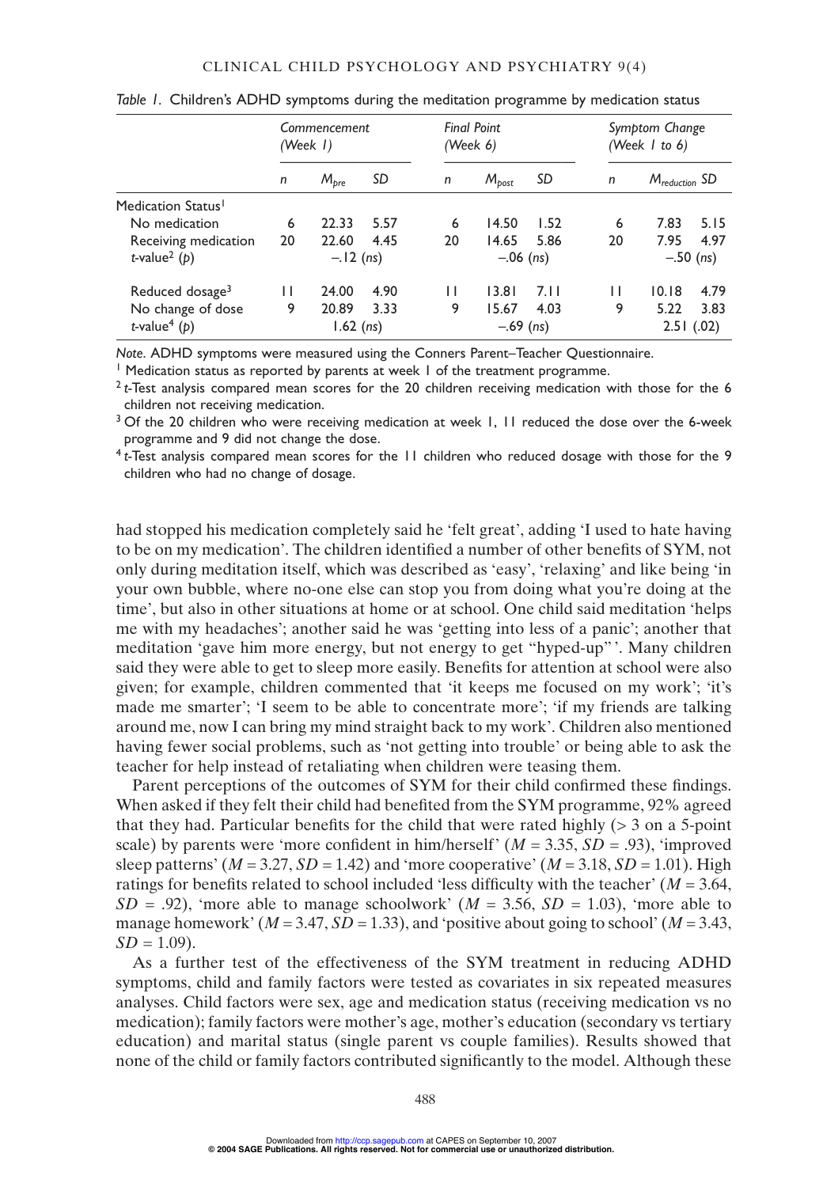*Table 1.* Children's ADHD symptoms during the meditation programme by medication status

| | Commencement (Week 1) | | | Final Point (Week 6) | | | Symptom Change (Week 1 to 6) | | |
|---|---|---|---|---|---|---|---|---|---|
| | $n$ | $M_{pre}$ | $SD$ | $n$ | $M_{post}$ | $SD$ | $n$ | $M_{reduction}$ | $SD$ |
| Medication Status[1] | | | | | | | | | |
| No medication | 6 | 22.33 | 5.57 | 6 | 14.50 | 1.52 | 6 | 7.83 | 5.15 |
| Receiving medication | 20 | 22.60 | 4.45 | 20 | 14.65 | 5.86 | 20 | 7.95 | 4.97 |
| $t$-value[2] ($p$) | | −.12 (*ns*) | | | −.06 (*ns*) | | | −.50 (*ns*) | |
| Reduced dosage[3] | 11 | 24.00 | 4.90 | 11 | 13.81 | 7.11 | 11 | 10.18 | 4.79 |
| No change of dose | 9 | 20.89 | 3.33 | 9 | 15.67 | 4.03 | 9 | 5.22 | 3.83 |
| $t$-value[4] ($p$) | | 1.62 (*ns*) | | | −.69 (*ns*) | | | 2.51 (.02) | |

*Note.* ADHD symptoms were measured using the Conners Parent–Teacher Questionnaire.

[1] Medication status as reported by parents at week 1 of the treatment programme.

[2] $t$-Test analysis compared mean scores for the 20 children receiving medication with those for the 6 children not receiving medication.

[3] Of the 20 children who were receiving medication at week 1, 11 reduced the dose over the 6-week programme and 9 did not change the dose.

[4] $t$-Test analysis compared mean scores for the 11 children who reduced dosage with those for the 9 children who had no change of dosage.

had stopped his medication completely said he 'felt great', adding 'I used to hate having to be on my medication'. The children identified a number of other benefits of SYM, not only during meditation itself, which was described as 'easy', 'relaxing' and like being 'in your own bubble, where no-one else can stop you from doing what you're doing at the time', but also in other situations at home or at school. One child said meditation 'helps me with my headaches'; another said he was 'getting into less of a panic'; another that meditation 'gave him more energy, but not energy to get "hyped-up"'. Many children said they were able to get to sleep more easily. Benefits for attention at school were also given; for example, children commented that 'it keeps me focused on my work'; 'it's made me smarter'; 'I seem to be able to concentrate more'; 'if my friends are talking around me, now I can bring my mind straight back to my work'. Children also mentioned having fewer social problems, such as 'not getting into trouble' or being able to ask the teacher for help instead of retaliating when children were teasing them.

Parent perceptions of the outcomes of SYM for their child confirmed these findings. When asked if they felt their child had benefited from the SYM programme, 92% agreed that they had. Particular benefits for the child that were rated highly (> 3 on a 5-point scale) by parents were 'more confident in him/herself' ($M$ = 3.35, $SD$ = .93), 'improved sleep patterns' ($M$ = 3.27, $SD$ = 1.42) and 'more cooperative' ($M$ = 3.18, $SD$ = 1.01). High ratings for benefits related to school included 'less difficulty with the teacher' ($M$ = 3.64, $SD$ = .92), 'more able to manage schoolwork' ($M$ = 3.56, $SD$ = 1.03), 'more able to manage homework' ($M$ = 3.47, $SD$ = 1.33), and 'positive about going to school' ($M$ = 3.43, $SD$ = 1.09).

As a further test of the effectiveness of the SYM treatment in reducing ADHD symptoms, child and family factors were tested as covariates in six repeated measures analyses. Child factors were sex, age and medication status (receiving medication vs no medication); family factors were mother's age, mother's education (secondary vs tertiary education) and marital status (single parent vs couple families). Results showed that none of the child or family factors contributed significantly to the model. Although these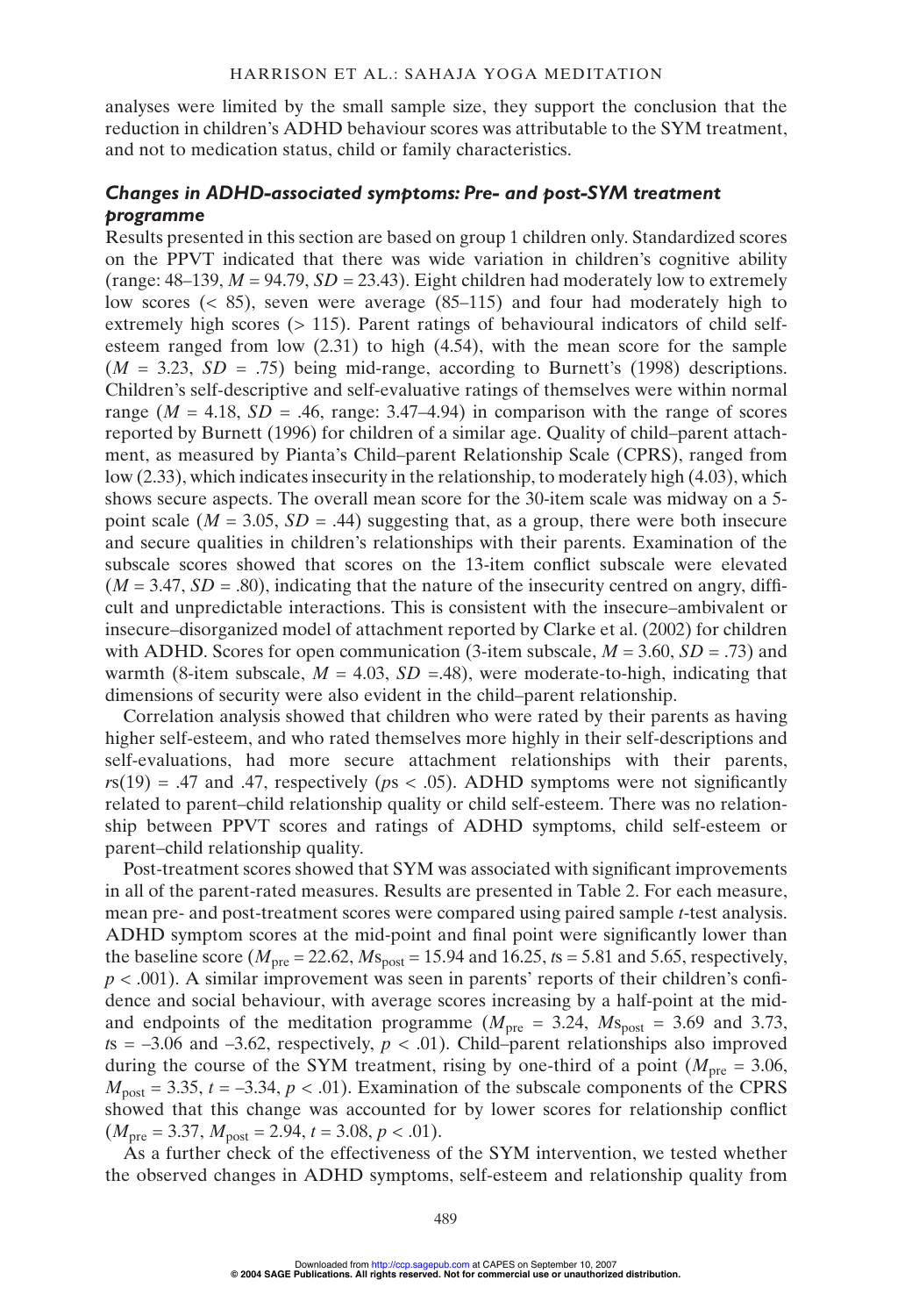analyses were limited by the small sample size, they support the conclusion that the reduction in children's ADHD behaviour scores was attributable to the SYM treatment, and not to medication status, child or family characteristics.

### *Changes in ADHD-associated symptoms: Pre- and post-SYM treatment programme*

Results presented in this section are based on group 1 children only. Standardized scores on the PPVT indicated that there was wide variation in children's cognitive ability (range: 48–139, $M$ = 94.79, $SD$ = 23.43). Eight children had moderately low to extremely low scores (< 85), seven were average (85–115) and four had moderately high to extremely high scores (> 115). Parent ratings of behavioural indicators of child self-esteem ranged from low (2.31) to high (4.54), with the mean score for the sample ($M$ = 3.23, $SD$ = .75) being mid-range, according to Burnett's (1998) descriptions. Children's self-descriptive and self-evaluative ratings of themselves were within normal range ($M$ = 4.18, $SD$ = .46, range: 3.47–4.94) in comparison with the range of scores reported by Burnett (1996) for children of a similar age. Quality of child–parent attachment, as measured by Pianta's Child–parent Relationship Scale (CPRS), ranged from low (2.33), which indicates insecurity in the relationship, to moderately high (4.03), which shows secure aspects. The overall mean score for the 30-item scale was midway on a 5-point scale ($M$ = 3.05, $SD$ = .44) suggesting that, as a group, there were both insecure and secure qualities in children's relationships with their parents. Examination of the subscale scores showed that scores on the 13-item conflict subscale were elevated ($M$ = 3.47, $SD$ = .80), indicating that the nature of the insecurity centred on angry, difficult and unpredictable interactions. This is consistent with the insecure–ambivalent or insecure–disorganized model of attachment reported by Clarke et al. (2002) for children with ADHD. Scores for open communication (3-item subscale, $M$ = 3.60, $SD$ = .73) and warmth (8-item subscale, $M$ = 4.03, $SD$ =.48), were moderate-to-high, indicating that dimensions of security were also evident in the child–parent relationship.

Correlation analysis showed that children who were rated by their parents as having higher self-esteem, and who rated themselves more highly in their self-descriptions and self-evaluations, had more secure attachment relationships with their parents, $r$s(19) = .47 and .47, respectively ($p$s < .05). ADHD symptoms were not significantly related to parent–child relationship quality or child self-esteem. There was no relationship between PPVT scores and ratings of ADHD symptoms, child self-esteem or parent–child relationship quality.

Post-treatment scores showed that SYM was associated with significant improvements in all of the parent-rated measures. Results are presented in Table 2. For each measure, mean pre- and post-treatment scores were compared using paired sample $t$-test analysis. ADHD symptom scores at the mid-point and final point were significantly lower than the baseline score ($M_{pre}$ = 22.62, $Ms_{post}$ = 15.94 and 16.25, $t$s = 5.81 and 5.65, respectively, $p$ < .001). A similar improvement was seen in parents' reports of their children's confidence and social behaviour, with average scores increasing by a half-point at the mid- and endpoints of the meditation programme ($M_{pre}$ = 3.24, $Ms_{post}$ = 3.69 and 3.73, $t$s = –3.06 and –3.62, respectively, $p$ < .01). Child–parent relationships also improved during the course of the SYM treatment, rising by one-third of a point ($M_{pre}$ = 3.06, $M_{post}$ = 3.35, $t$ = –3.34, $p$ < .01). Examination of the subscale components of the CPRS showed that this change was accounted for by lower scores for relationship conflict ($M_{pre}$ = 3.37, $M_{post}$ = 2.94, $t$ = 3.08, $p$ < .01).

As a further check of the effectiveness of the SYM intervention, we tested whether the observed changes in ADHD symptoms, self-esteem and relationship quality from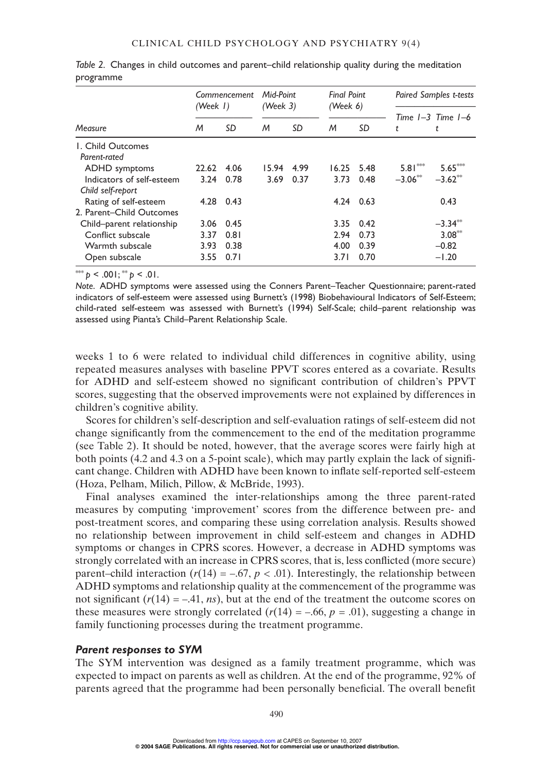*Table 2.* Changes in child outcomes and parent–child relationship quality during the meditation programme

| Measure | Commencement (Week 1) | | Mid-Point (Week 3) | | Final Point (Week 6) | | Paired Samples t-tests | |
|---|---|---|---|---|---|---|---|---|
| | *M* | *SD* | *M* | *SD* | *M* | *SD* | Time 1–3 *t* | Time 1–6 *t* |
| 1. Child Outcomes | | | | | | | | |
| *Parent-rated* | | | | | | | | |
| ADHD symptoms | 22.62 | 4.06 | 15.94 | 4.99 | 16.25 | 5.48 | 5.81*** | 5.65*** |
| Indicators of self-esteem | 3.24 | 0.78 | 3.69 | 0.37 | 3.73 | 0.48 | −3.06** | −3.62** |
| *Child self-report* | | | | | | | | |
| Rating of self-esteem | 4.28 | 0.43 | | | 4.24 | 0.63 | | 0.43 |
| 2. Parent–Child Outcomes | | | | | | | | |
| Child–parent relationship | 3.06 | 0.45 | | | 3.35 | 0.42 | | −3.34** |
| Conflict subscale | 3.37 | 0.81 | | | 2.94 | 0.73 | | 3.08** |
| Warmth subscale | 3.93 | 0.38 | | | 4.00 | 0.39 | | −0.82 |
| Open subscale | 3.55 | 0.71 | | | 3.71 | 0.70 | | −1.20 |

*** $p < .001$; ** $p < .01$.

*Note.* ADHD symptoms were assessed using the Conners Parent–Teacher Questionnaire; parent-rated indicators of self-esteem were assessed using Burnett's (1998) Biobehavioural Indicators of Self-Esteem; child-rated self-esteem was assessed with Burnett's (1994) Self-Scale; child–parent relationship was assessed using Pianta's Child–Parent Relationship Scale.

weeks 1 to 6 were related to individual child differences in cognitive ability, using repeated measures analyses with baseline PPVT scores entered as a covariate. Results for ADHD and self-esteem showed no significant contribution of children's PPVT scores, suggesting that the observed improvements were not explained by differences in children's cognitive ability.

Scores for children's self-description and self-evaluation ratings of self-esteem did not change significantly from the commencement to the end of the meditation programme (see Table 2). It should be noted, however, that the average scores were fairly high at both points (4.2 and 4.3 on a 5-point scale), which may partly explain the lack of significant change. Children with ADHD have been known to inflate self-reported self-esteem (Hoza, Pelham, Milich, Pillow, & McBride, 1993).

Final analyses examined the inter-relationships among the three parent-rated measures by computing 'improvement' scores from the difference between pre- and post-treatment scores, and comparing these using correlation analysis. Results showed no relationship between improvement in child self-esteem and changes in ADHD symptoms or changes in CPRS scores. However, a decrease in ADHD symptoms was strongly correlated with an increase in CPRS scores, that is, less conflicted (more secure) parent–child interaction ($r(14) = -.67$, $p < .01$). Interestingly, the relationship between ADHD symptoms and relationship quality at the commencement of the programme was not significant ($r(14) = -.41$, *ns*), but at the end of the treatment the outcome scores on these measures were strongly correlated ($r(14) = -.66$, $p = .01$), suggesting a change in family functioning processes during the treatment programme.

### *Parent responses to SYM*

The SYM intervention was designed as a family treatment programme, which was expected to impact on parents as well as children. At the end of the programme, 92% of parents agreed that the programme had been personally beneficial. The overall benefit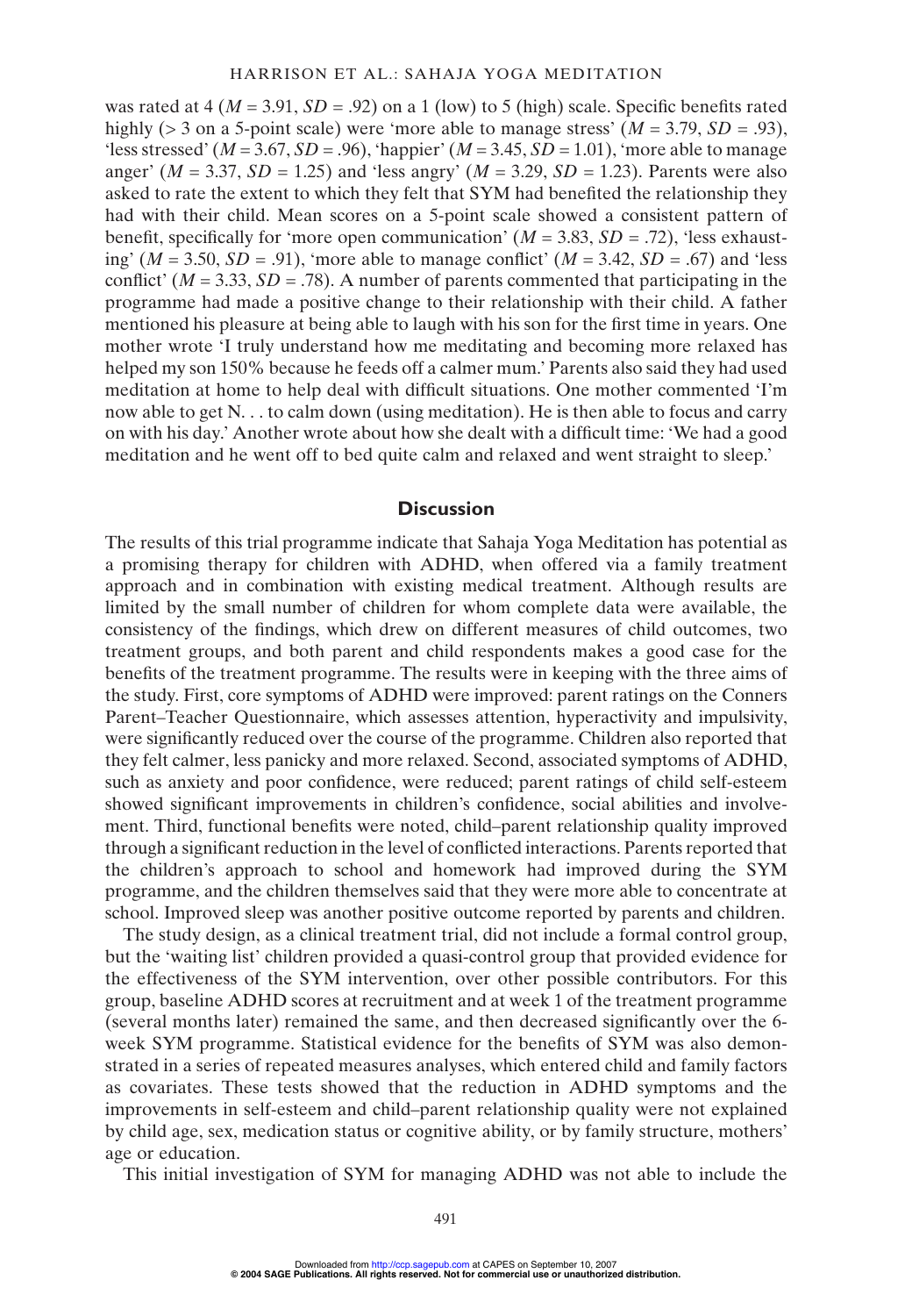was rated at 4 ($M = 3.91$, $SD = .92$) on a 1 (low) to 5 (high) scale. Specific benefits rated highly (> 3 on a 5-point scale) were 'more able to manage stress' ($M = 3.79$, $SD = .93$), 'less stressed' ($M = 3.67$, $SD = .96$), 'happier' ($M = 3.45$, $SD = 1.01$), 'more able to manage anger' ($M = 3.37$, $SD = 1.25$) and 'less angry' ($M = 3.29$, $SD = 1.23$). Parents were also asked to rate the extent to which they felt that SYM had benefited the relationship they had with their child. Mean scores on a 5-point scale showed a consistent pattern of benefit, specifically for 'more open communication' ($M = 3.83$, $SD = .72$), 'less exhausting' ($M = 3.50$, $SD = .91$), 'more able to manage conflict' ($M = 3.42$, $SD = .67$) and 'less conflict' ($M = 3.33$, $SD = .78$). A number of parents commented that participating in the programme had made a positive change to their relationship with their child. A father mentioned his pleasure at being able to laugh with his son for the first time in years. One mother wrote 'I truly understand how me meditating and becoming more relaxed has helped my son 150% because he feeds off a calmer mum.' Parents also said they had used meditation at home to help deal with difficult situations. One mother commented 'I'm now able to get N. . . to calm down (using meditation). He is then able to focus and carry on with his day.' Another wrote about how she dealt with a difficult time: 'We had a good meditation and he went off to bed quite calm and relaxed and went straight to sleep.'

## Discussion

The results of this trial programme indicate that Sahaja Yoga Meditation has potential as a promising therapy for children with ADHD, when offered via a family treatment approach and in combination with existing medical treatment. Although results are limited by the small number of children for whom complete data were available, the consistency of the findings, which drew on different measures of child outcomes, two treatment groups, and both parent and child respondents makes a good case for the benefits of the treatment programme. The results were in keeping with the three aims of the study. First, core symptoms of ADHD were improved: parent ratings on the Conners Parent–Teacher Questionnaire, which assesses attention, hyperactivity and impulsivity, were significantly reduced over the course of the programme. Children also reported that they felt calmer, less panicky and more relaxed. Second, associated symptoms of ADHD, such as anxiety and poor confidence, were reduced; parent ratings of child self-esteem showed significant improvements in children's confidence, social abilities and involvement. Third, functional benefits were noted, child–parent relationship quality improved through a significant reduction in the level of conflicted interactions. Parents reported that the children's approach to school and homework had improved during the SYM programme, and the children themselves said that they were more able to concentrate at school. Improved sleep was another positive outcome reported by parents and children.

The study design, as a clinical treatment trial, did not include a formal control group, but the 'waiting list' children provided a quasi-control group that provided evidence for the effectiveness of the SYM intervention, over other possible contributors. For this group, baseline ADHD scores at recruitment and at week 1 of the treatment programme (several months later) remained the same, and then decreased significantly over the 6-week SYM programme. Statistical evidence for the benefits of SYM was also demonstrated in a series of repeated measures analyses, which entered child and family factors as covariates. These tests showed that the reduction in ADHD symptoms and the improvements in self-esteem and child–parent relationship quality were not explained by child age, sex, medication status or cognitive ability, or by family structure, mothers' age or education.

This initial investigation of SYM for managing ADHD was not able to include the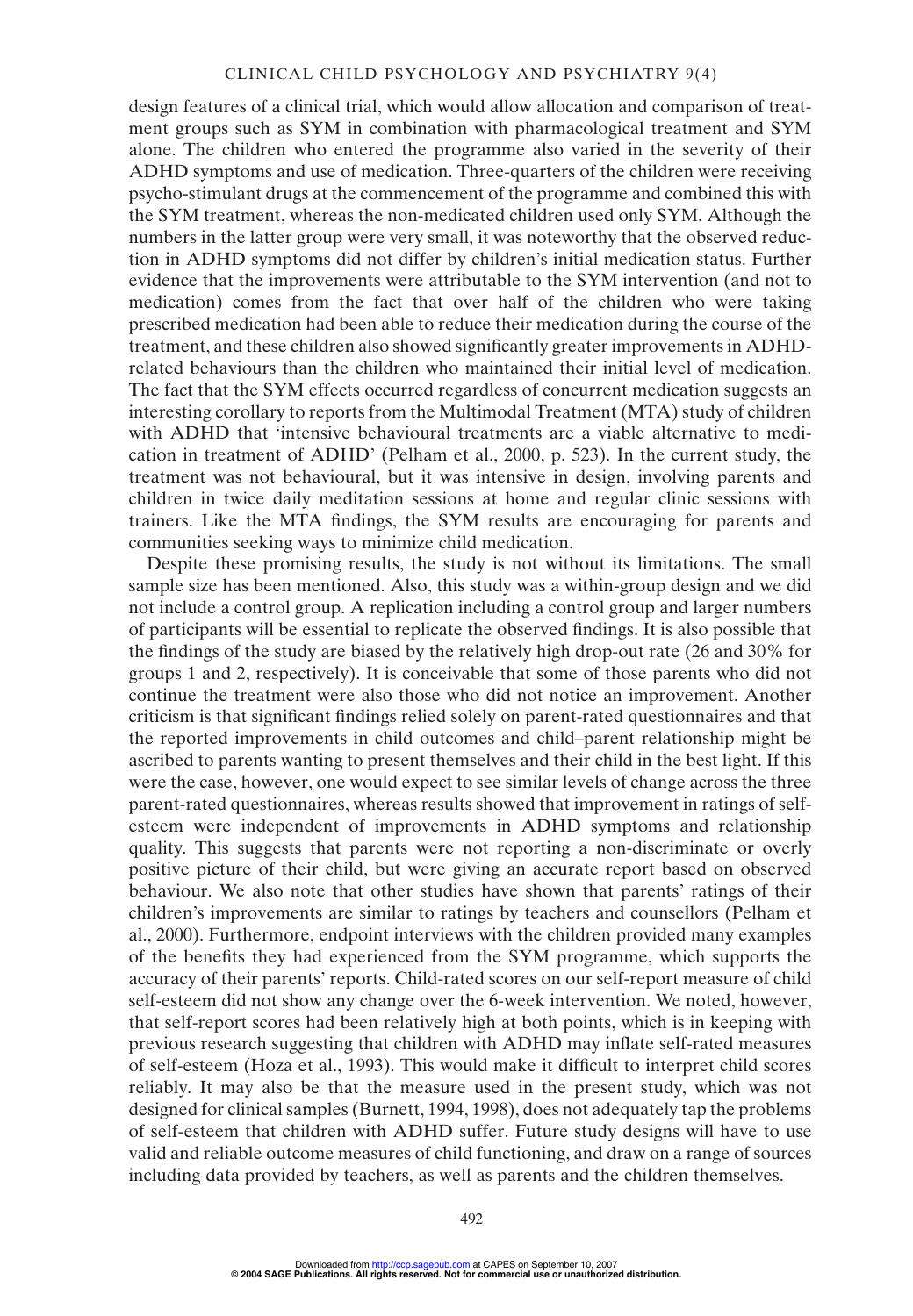design features of a clinical trial, which would allow allocation and comparison of treatment groups such as SYM in combination with pharmacological treatment and SYM alone. The children who entered the programme also varied in the severity of their ADHD symptoms and use of medication. Three-quarters of the children were receiving psycho-stimulant drugs at the commencement of the programme and combined this with the SYM treatment, whereas the non-medicated children used only SYM. Although the numbers in the latter group were very small, it was noteworthy that the observed reduction in ADHD symptoms did not differ by children's initial medication status. Further evidence that the improvements were attributable to the SYM intervention (and not to medication) comes from the fact that over half of the children who were taking prescribed medication had been able to reduce their medication during the course of the treatment, and these children also showed significantly greater improvements in ADHD-related behaviours than the children who maintained their initial level of medication. The fact that the SYM effects occurred regardless of concurrent medication suggests an interesting corollary to reports from the Multimodal Treatment (MTA) study of children with ADHD that 'intensive behavioural treatments are a viable alternative to medication in treatment of ADHD' (Pelham et al., 2000, p. 523). In the current study, the treatment was not behavioural, but it was intensive in design, involving parents and children in twice daily meditation sessions at home and regular clinic sessions with trainers. Like the MTA findings, the SYM results are encouraging for parents and communities seeking ways to minimize child medication.

Despite these promising results, the study is not without its limitations. The small sample size has been mentioned. Also, this study was a within-group design and we did not include a control group. A replication including a control group and larger numbers of participants will be essential to replicate the observed findings. It is also possible that the findings of the study are biased by the relatively high drop-out rate (26 and 30% for groups 1 and 2, respectively). It is conceivable that some of those parents who did not continue the treatment were also those who did not notice an improvement. Another criticism is that significant findings relied solely on parent-rated questionnaires and that the reported improvements in child outcomes and child–parent relationship might be ascribed to parents wanting to present themselves and their child in the best light. If this were the case, however, one would expect to see similar levels of change across the three parent-rated questionnaires, whereas results showed that improvement in ratings of self-esteem were independent of improvements in ADHD symptoms and relationship quality. This suggests that parents were not reporting a non-discriminate or overly positive picture of their child, but were giving an accurate report based on observed behaviour. We also note that other studies have shown that parents' ratings of their children's improvements are similar to ratings by teachers and counsellors (Pelham et al., 2000). Furthermore, endpoint interviews with the children provided many examples of the benefits they had experienced from the SYM programme, which supports the accuracy of their parents' reports. Child-rated scores on our self-report measure of child self-esteem did not show any change over the 6-week intervention. We noted, however, that self-report scores had been relatively high at both points, which is in keeping with previous research suggesting that children with ADHD may inflate self-rated measures of self-esteem (Hoza et al., 1993). This would make it difficult to interpret child scores reliably. It may also be that the measure used in the present study, which was not designed for clinical samples (Burnett, 1994, 1998), does not adequately tap the problems of self-esteem that children with ADHD suffer. Future study designs will have to use valid and reliable outcome measures of child functioning, and draw on a range of sources including data provided by teachers, as well as parents and the children themselves.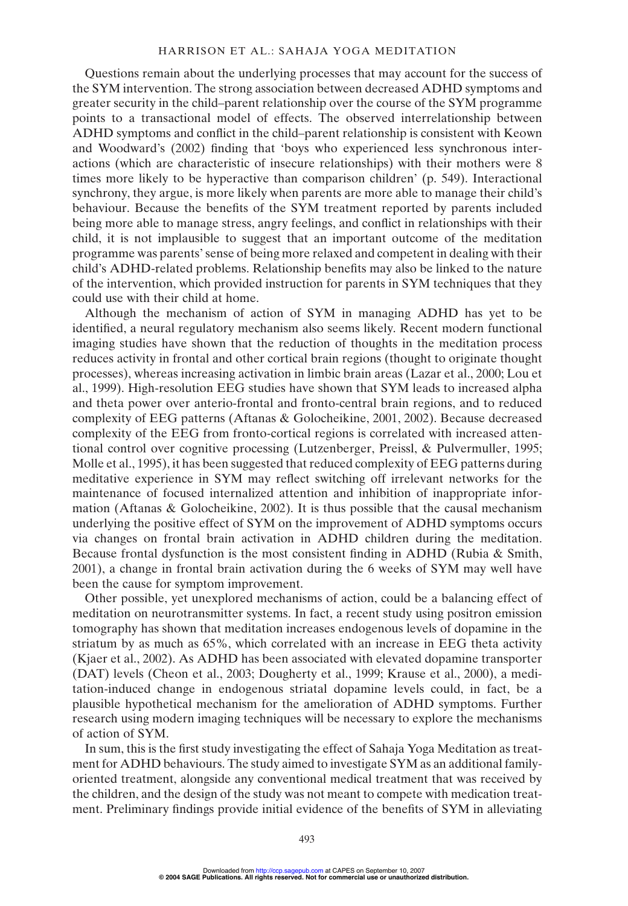Questions remain about the underlying processes that may account for the success of the SYM intervention. The strong association between decreased ADHD symptoms and greater security in the child–parent relationship over the course of the SYM programme points to a transactional model of effects. The observed interrelationship between ADHD symptoms and conflict in the child–parent relationship is consistent with Keown and Woodward's (2002) finding that 'boys who experienced less synchronous interactions (which are characteristic of insecure relationships) with their mothers were 8 times more likely to be hyperactive than comparison children' (p. 549). Interactional synchrony, they argue, is more likely when parents are more able to manage their child's behaviour. Because the benefits of the SYM treatment reported by parents included being more able to manage stress, angry feelings, and conflict in relationships with their child, it is not implausible to suggest that an important outcome of the meditation programme was parents' sense of being more relaxed and competent in dealing with their child's ADHD-related problems. Relationship benefits may also be linked to the nature of the intervention, which provided instruction for parents in SYM techniques that they could use with their child at home.

Although the mechanism of action of SYM in managing ADHD has yet to be identified, a neural regulatory mechanism also seems likely. Recent modern functional imaging studies have shown that the reduction of thoughts in the meditation process reduces activity in frontal and other cortical brain regions (thought to originate thought processes), whereas increasing activation in limbic brain areas (Lazar et al., 2000; Lou et al., 1999). High-resolution EEG studies have shown that SYM leads to increased alpha and theta power over anterio-frontal and fronto-central brain regions, and to reduced complexity of EEG patterns (Aftanas & Golocheikine, 2001, 2002). Because decreased complexity of the EEG from fronto-cortical regions is correlated with increased attentional control over cognitive processing (Lutzenberger, Preissl, & Pulvermuller, 1995; Molle et al., 1995), it has been suggested that reduced complexity of EEG patterns during meditative experience in SYM may reflect switching off irrelevant networks for the maintenance of focused internalized attention and inhibition of inappropriate information (Aftanas & Golocheikine, 2002). It is thus possible that the causal mechanism underlying the positive effect of SYM on the improvement of ADHD symptoms occurs via changes on frontal brain activation in ADHD children during the meditation. Because frontal dysfunction is the most consistent finding in ADHD (Rubia & Smith, 2001), a change in frontal brain activation during the 6 weeks of SYM may well have been the cause for symptom improvement.

Other possible, yet unexplored mechanisms of action, could be a balancing effect of meditation on neurotransmitter systems. In fact, a recent study using positron emission tomography has shown that meditation increases endogenous levels of dopamine in the striatum by as much as 65%, which correlated with an increase in EEG theta activity (Kjaer et al., 2002). As ADHD has been associated with elevated dopamine transporter (DAT) levels (Cheon et al., 2003; Dougherty et al., 1999; Krause et al., 2000), a meditation-induced change in endogenous striatal dopamine levels could, in fact, be a plausible hypothetical mechanism for the amelioration of ADHD symptoms. Further research using modern imaging techniques will be necessary to explore the mechanisms of action of SYM.

In sum, this is the first study investigating the effect of Sahaja Yoga Meditation as treatment for ADHD behaviours. The study aimed to investigate SYM as an additional family-oriented treatment, alongside any conventional medical treatment that was received by the children, and the design of the study was not meant to compete with medication treatment. Preliminary findings provide initial evidence of the benefits of SYM in alleviating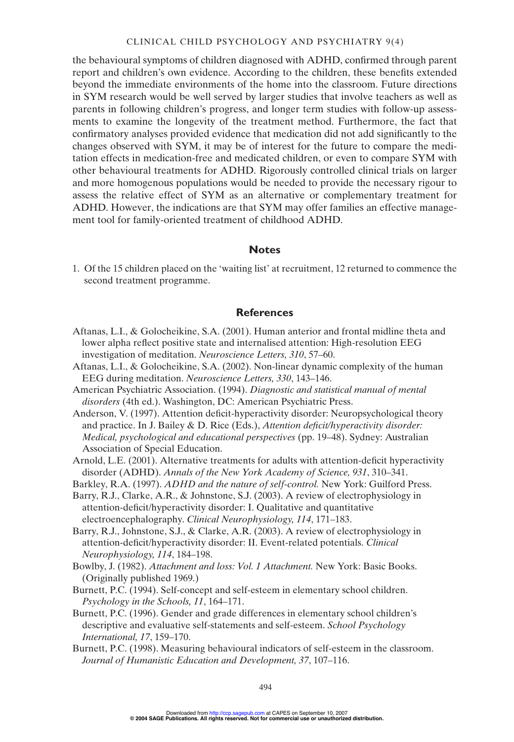the behavioural symptoms of children diagnosed with ADHD, confirmed through parent report and children's own evidence. According to the children, these benefits extended beyond the immediate environments of the home into the classroom. Future directions in SYM research would be well served by larger studies that involve teachers as well as parents in following children's progress, and longer term studies with follow-up assessments to examine the longevity of the treatment method. Furthermore, the fact that confirmatory analyses provided evidence that medication did not add significantly to the changes observed with SYM, it may be of interest for the future to compare the meditation effects in medication-free and medicated children, or even to compare SYM with other behavioural treatments for ADHD. Rigorously controlled clinical trials on larger and more homogenous populations would be needed to provide the necessary rigour to assess the relative effect of SYM as an alternative or complementary treatment for ADHD. However, the indications are that SYM may offer families an effective management tool for family-oriented treatment of childhood ADHD.

## Notes

1. Of the 15 children placed on the 'waiting list' at recruitment, 12 returned to commence the second treatment programme.

## References

Aftanas, L.I., & Golocheikine, S.A. (2001). Human anterior and frontal midline theta and lower alpha reflect positive state and internalised attention: High-resolution EEG investigation of meditation. *Neuroscience Letters, 310*, 57–60.

Aftanas, L.I., & Golocheikine, S.A. (2002). Non-linear dynamic complexity of the human EEG during meditation. *Neuroscience Letters, 330*, 143–146.

American Psychiatric Association. (1994). *Diagnostic and statistical manual of mental disorders* (4th ed.). Washington, DC: American Psychiatric Press.

Anderson, V. (1997). Attention deficit-hyperactivity disorder: Neuropsychological theory and practice. In J. Bailey & D. Rice (Eds.), *Attention deficit/hyperactivity disorder: Medical, psychological and educational perspectives* (pp. 19–48). Sydney: Australian Association of Special Education.

Arnold, L.E. (2001). Alternative treatments for adults with attention-deficit hyperactivity disorder (ADHD). *Annals of the New York Academy of Science, 931*, 310–341.

Barkley, R.A. (1997). *ADHD and the nature of self-control.* New York: Guilford Press.

Barry, R.J., Clarke, A.R., & Johnstone, S.J. (2003). A review of electrophysiology in attention-deficit/hyperactivity disorder: I. Qualitative and quantitative electroencephalography. *Clinical Neurophysiology, 114*, 171–183.

Barry, R.J., Johnstone, S.J., & Clarke, A.R. (2003). A review of electrophysiology in attention-deficit/hyperactivity disorder: II. Event-related potentials. *Clinical Neurophysiology, 114*, 184–198.

Bowlby, J. (1982). *Attachment and loss: Vol. 1 Attachment.* New York: Basic Books. (Originally published 1969.)

Burnett, P.C. (1994). Self-concept and self-esteem in elementary school children. *Psychology in the Schools, 11*, 164–171.

Burnett, P.C. (1996). Gender and grade differences in elementary school children's descriptive and evaluative self-statements and self-esteem. *School Psychology International, 17*, 159–170.

Burnett, P.C. (1998). Measuring behavioural indicators of self-esteem in the classroom. *Journal of Humanistic Education and Development, 37*, 107–116.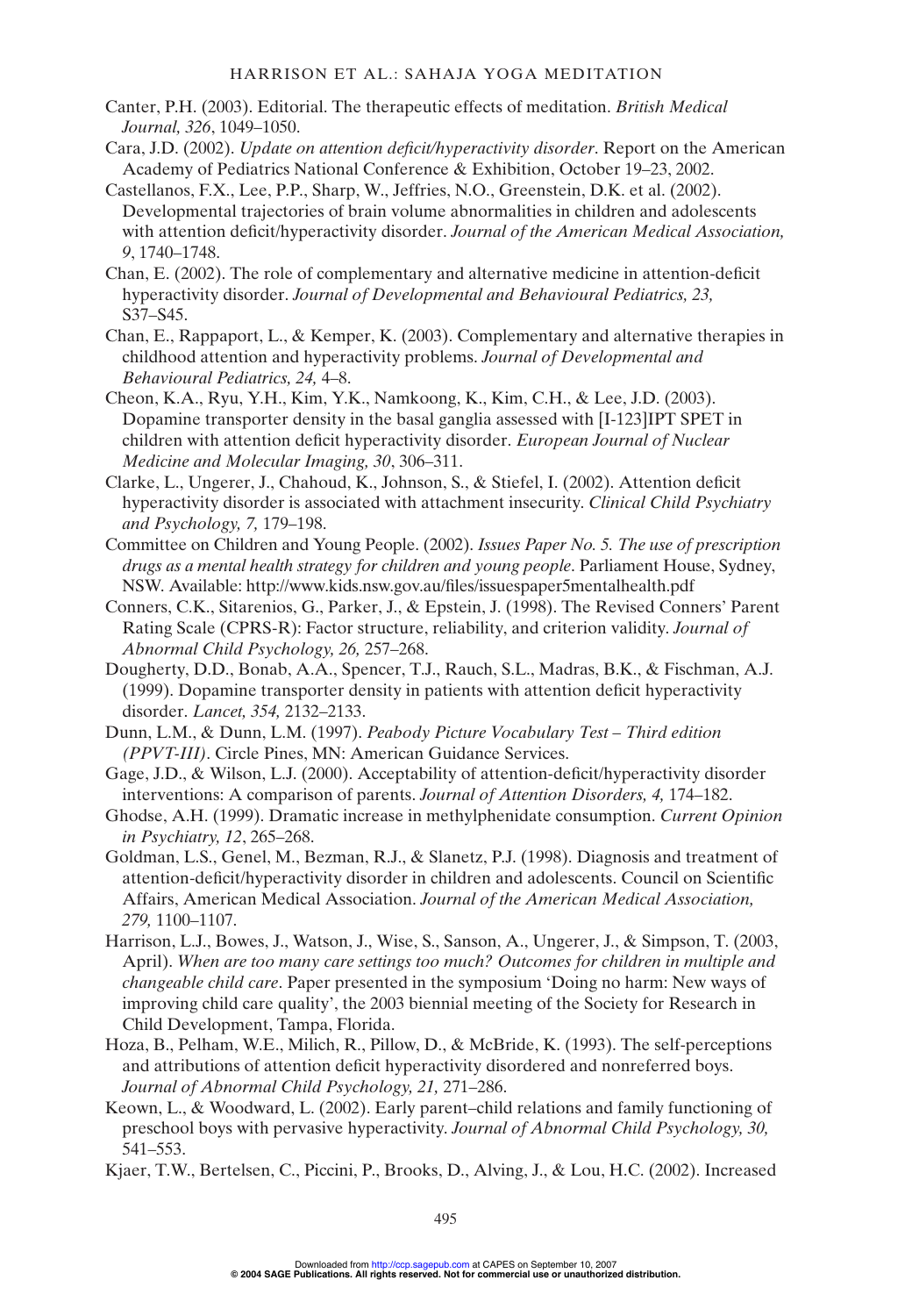Canter, P.H. (2003). Editorial. The therapeutic effects of meditation. *British Medical Journal, 326*, 1049–1050.

Cara, J.D. (2002). *Update on attention deficit/hyperactivity disorder*. Report on the American Academy of Pediatrics National Conference & Exhibition, October 19–23, 2002.

Castellanos, F.X., Lee, P.P., Sharp, W., Jeffries, N.O., Greenstein, D.K. et al. (2002). Developmental trajectories of brain volume abnormalities in children and adolescents with attention deficit/hyperactivity disorder. *Journal of the American Medical Association, 9*, 1740–1748.

Chan, E. (2002). The role of complementary and alternative medicine in attention-deficit hyperactivity disorder. *Journal of Developmental and Behavioural Pediatrics, 23,* S37–S45.

Chan, E., Rappaport, L., & Kemper, K. (2003). Complementary and alternative therapies in childhood attention and hyperactivity problems. *Journal of Developmental and Behavioural Pediatrics, 24,* 4–8.

Cheon, K.A., Ryu, Y.H., Kim, Y.K., Namkoong, K., Kim, C.H., & Lee, J.D. (2003). Dopamine transporter density in the basal ganglia assessed with [I-123]IPT SPET in children with attention deficit hyperactivity disorder. *European Journal of Nuclear Medicine and Molecular Imaging, 30*, 306–311.

Clarke, L., Ungerer, J., Chahoud, K., Johnson, S., & Stiefel, I. (2002). Attention deficit hyperactivity disorder is associated with attachment insecurity. *Clinical Child Psychiatry and Psychology, 7,* 179–198.

Committee on Children and Young People. (2002). *Issues Paper No. 5. The use of prescription drugs as a mental health strategy for children and young people*. Parliament House, Sydney, NSW. Available: http://www.kids.nsw.gov.au/files/issuespaper5mentalhealth.pdf

Conners, C.K., Sitarenios, G., Parker, J., & Epstein, J. (1998). The Revised Conners' Parent Rating Scale (CPRS-R): Factor structure, reliability, and criterion validity. *Journal of Abnormal Child Psychology, 26,* 257–268.

Dougherty, D.D., Bonab, A.A., Spencer, T.J., Rauch, S.L., Madras, B.K., & Fischman, A.J. (1999). Dopamine transporter density in patients with attention deficit hyperactivity disorder. *Lancet, 354,* 2132–2133.

Dunn, L.M., & Dunn, L.M. (1997). *Peabody Picture Vocabulary Test – Third edition (PPVT-III)*. Circle Pines, MN: American Guidance Services.

Gage, J.D., & Wilson, L.J. (2000). Acceptability of attention-deficit/hyperactivity disorder interventions: A comparison of parents. *Journal of Attention Disorders, 4,* 174–182.

Ghodse, A.H. (1999). Dramatic increase in methylphenidate consumption. *Current Opinion in Psychiatry, 12*, 265–268.

Goldman, L.S., Genel, M., Bezman, R.J., & Slanetz, P.J. (1998). Diagnosis and treatment of attention-deficit/hyperactivity disorder in children and adolescents. Council on Scientific Affairs, American Medical Association. *Journal of the American Medical Association, 279,* 1100–1107.

Harrison, L.J., Bowes, J., Watson, J., Wise, S., Sanson, A., Ungerer, J., & Simpson, T. (2003, April). *When are too many care settings too much? Outcomes for children in multiple and changeable child care*. Paper presented in the symposium 'Doing no harm: New ways of improving child care quality', the 2003 biennial meeting of the Society for Research in Child Development, Tampa, Florida.

Hoza, B., Pelham, W.E., Milich, R., Pillow, D., & McBride, K. (1993). The self-perceptions and attributions of attention deficit hyperactivity disordered and nonreferred boys. *Journal of Abnormal Child Psychology, 21,* 271–286.

Keown, L., & Woodward, L. (2002). Early parent–child relations and family functioning of preschool boys with pervasive hyperactivity. *Journal of Abnormal Child Psychology, 30,* 541–553.

Kjaer, T.W., Bertelsen, C., Piccini, P., Brooks, D., Alving, J., & Lou, H.C. (2002). Increased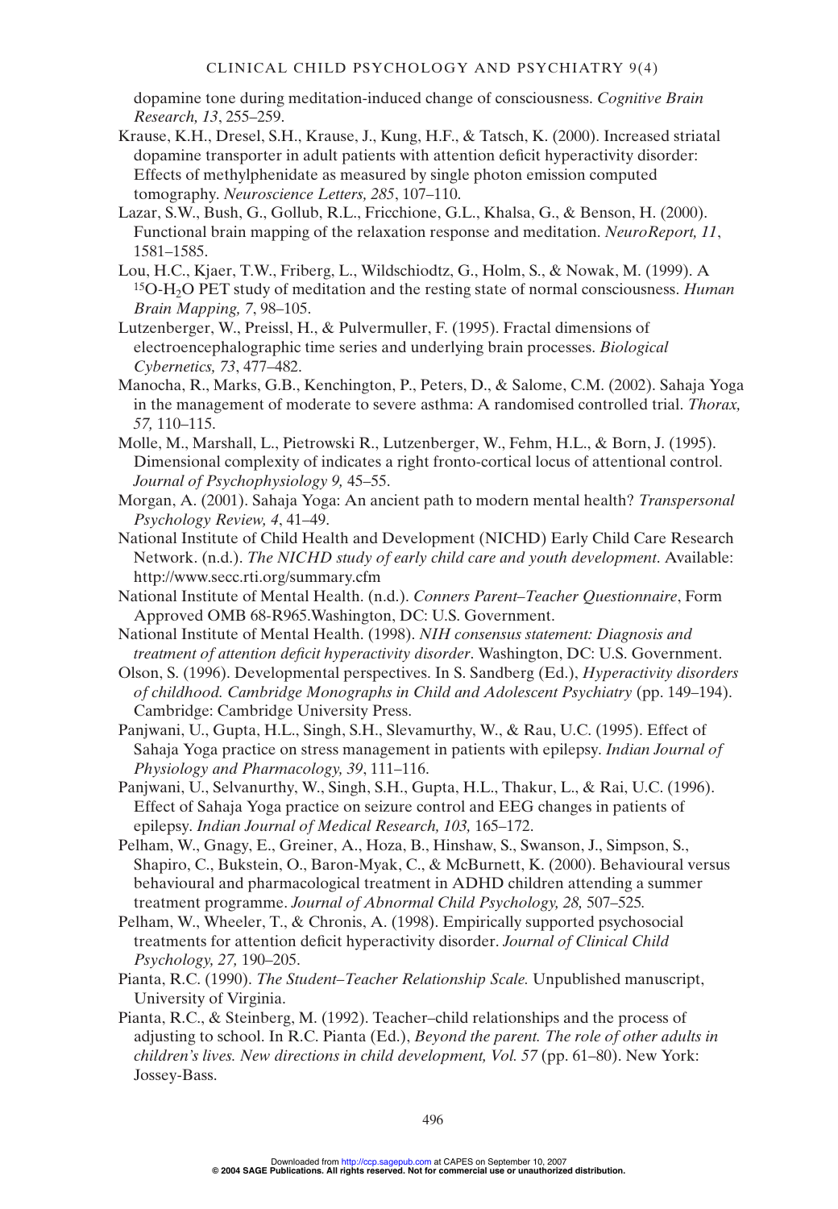dopamine tone during meditation-induced change of consciousness. *Cognitive Brain Research, 13*, 255–259.

Krause, K.H., Dresel, S.H., Krause, J., Kung, H.F., & Tatsch, K. (2000). Increased striatal dopamine transporter in adult patients with attention deficit hyperactivity disorder: Effects of methylphenidate as measured by single photon emission computed tomography. *Neuroscience Letters, 285*, 107–110.

Lazar, S.W., Bush, G., Gollub, R.L., Fricchione, G.L., Khalsa, G., & Benson, H. (2000). Functional brain mapping of the relaxation response and meditation. *NeuroReport, 11*, 1581–1585.

Lou, H.C., Kjaer, T.W., Friberg, L., Wildschiodtz, G., Holm, S., & Nowak, M. (1999). A $^{15}O$-$H_2O$ PET study of meditation and the resting state of normal consciousness. *Human Brain Mapping, 7*, 98–105.

Lutzenberger, W., Preissl, H., & Pulvermuller, F. (1995). Fractal dimensions of electroencephalographic time series and underlying brain processes. *Biological Cybernetics, 73*, 477–482.

Manocha, R., Marks, G.B., Kenchington, P., Peters, D., & Salome, C.M. (2002). Sahaja Yoga in the management of moderate to severe asthma: A randomised controlled trial. *Thorax, 57,* 110–115.

Molle, M., Marshall, L., Pietrowski R., Lutzenberger, W., Fehm, H.L., & Born, J. (1995). Dimensional complexity of indicates a right fronto-cortical locus of attentional control. *Journal of Psychophysiology 9,* 45–55.

Morgan, A. (2001). Sahaja Yoga: An ancient path to modern mental health? *Transpersonal Psychology Review, 4*, 41–49.

National Institute of Child Health and Development (NICHD) Early Child Care Research Network. (n.d.). *The NICHD study of early child care and youth development*. Available: http://www.secc.rti.org/summary.cfm

National Institute of Mental Health. (n.d.). *Conners Parent–Teacher Questionnaire*, Form Approved OMB 68-R965.Washington, DC: U.S. Government.

National Institute of Mental Health. (1998). *NIH consensus statement: Diagnosis and treatment of attention deficit hyperactivity disorder*. Washington, DC: U.S. Government.

Olson, S. (1996). Developmental perspectives. In S. Sandberg (Ed.), *Hyperactivity disorders of childhood. Cambridge Monographs in Child and Adolescent Psychiatry* (pp. 149–194). Cambridge: Cambridge University Press.

Panjwani, U., Gupta, H.L., Singh, S.H., Slevamurthy, W., & Rau, U.C. (1995). Effect of Sahaja Yoga practice on stress management in patients with epilepsy. *Indian Journal of Physiology and Pharmacology, 39*, 111–116.

Panjwani, U., Selvanurthy, W., Singh, S.H., Gupta, H.L., Thakur, L., & Rai, U.C. (1996). Effect of Sahaja Yoga practice on seizure control and EEG changes in patients of epilepsy. *Indian Journal of Medical Research, 103,* 165–172.

Pelham, W., Gnagy, E., Greiner, A., Hoza, B., Hinshaw, S., Swanson, J., Simpson, S., Shapiro, C., Bukstein, O., Baron-Myak, C., & McBurnett, K. (2000). Behavioural versus behavioural and pharmacological treatment in ADHD children attending a summer treatment programme. *Journal of Abnormal Child Psychology, 28,* 507–525*.*

Pelham, W., Wheeler, T., & Chronis, A. (1998). Empirically supported psychosocial treatments for attention deficit hyperactivity disorder. *Journal of Clinical Child Psychology, 27,* 190–205.

Pianta, R.C. (1990). *The Student–Teacher Relationship Scale.* Unpublished manuscript, University of Virginia.

Pianta, R.C., & Steinberg, M. (1992). Teacher–child relationships and the process of adjusting to school. In R.C. Pianta (Ed.), *Beyond the parent. The role of other adults in children's lives. New directions in child development, Vol. 57* (pp. 61–80). New York: Jossey-Bass.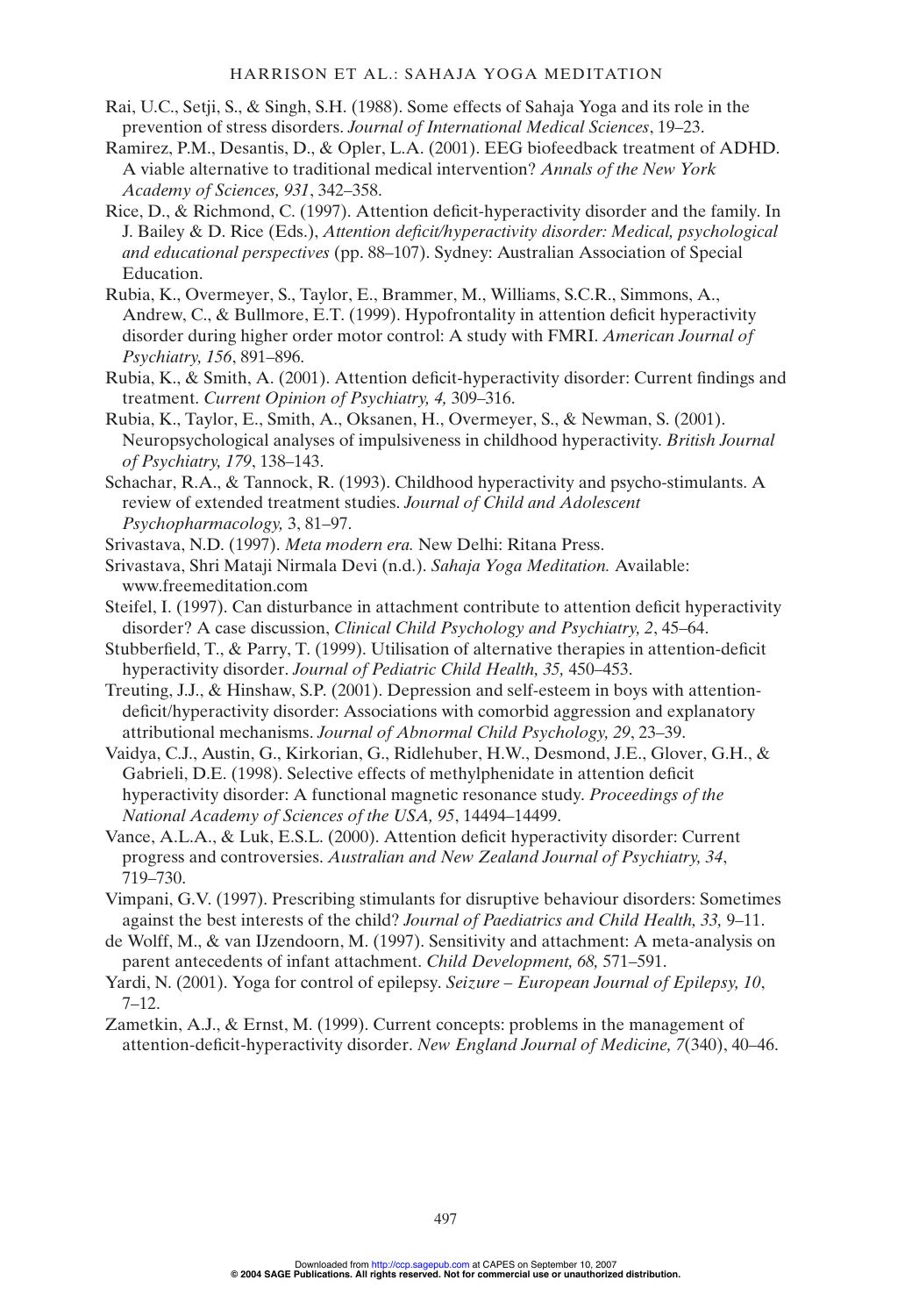Rai, U.C., Setji, S., & Singh, S.H. (1988). Some effects of Sahaja Yoga and its role in the prevention of stress disorders. *Journal of International Medical Sciences*, 19–23.

Ramirez, P.M., Desantis, D., & Opler, L.A. (2001). EEG biofeedback treatment of ADHD. A viable alternative to traditional medical intervention? *Annals of the New York Academy of Sciences, 931*, 342–358.

Rice, D., & Richmond, C. (1997). Attention deficit-hyperactivity disorder and the family. In J. Bailey & D. Rice (Eds.), *Attention deficit/hyperactivity disorder: Medical, psychological and educational perspectives* (pp. 88–107). Sydney: Australian Association of Special Education.

Rubia, K., Overmeyer, S., Taylor, E., Brammer, M., Williams, S.C.R., Simmons, A., Andrew, C., & Bullmore, E.T. (1999). Hypofrontality in attention deficit hyperactivity disorder during higher order motor control: A study with FMRI. *American Journal of Psychiatry, 156*, 891–896.

Rubia, K., & Smith, A. (2001). Attention deficit-hyperactivity disorder: Current findings and treatment. *Current Opinion of Psychiatry, 4,* 309–316.

Rubia, K., Taylor, E., Smith, A., Oksanen, H., Overmeyer, S., & Newman, S. (2001). Neuropsychological analyses of impulsiveness in childhood hyperactivity. *British Journal of Psychiatry, 179*, 138–143.

Schachar, R.A., & Tannock, R. (1993). Childhood hyperactivity and psycho-stimulants. A review of extended treatment studies. *Journal of Child and Adolescent Psychopharmacology,* 3, 81–97.

Srivastava, N.D. (1997). *Meta modern era.* New Delhi: Ritana Press.

Srivastava, Shri Mataji Nirmala Devi (n.d.). *Sahaja Yoga Meditation.* Available: www.freemeditation.com

Steifel, I. (1997). Can disturbance in attachment contribute to attention deficit hyperactivity disorder? A case discussion, *Clinical Child Psychology and Psychiatry, 2*, 45–64.

Stubberfield, T., & Parry, T. (1999). Utilisation of alternative therapies in attention-deficit hyperactivity disorder. *Journal of Pediatric Child Health, 35,* 450–453.

Treuting, J.J., & Hinshaw, S.P. (2001). Depression and self-esteem in boys with attention-deficit/hyperactivity disorder: Associations with comorbid aggression and explanatory attributional mechanisms. *Journal of Abnormal Child Psychology, 29*, 23–39.

Vaidya, C.J., Austin, G., Kirkorian, G., Ridlehuber, H.W., Desmond, J.E., Glover, G.H., & Gabrieli, D.E. (1998). Selective effects of methylphenidate in attention deficit hyperactivity disorder: A functional magnetic resonance study. *Proceedings of the National Academy of Sciences of the USA, 95*, 14494–14499.

Vance, A.L.A., & Luk, E.S.L. (2000). Attention deficit hyperactivity disorder: Current progress and controversies. *Australian and New Zealand Journal of Psychiatry, 34*, 719–730.

Vimpani, G.V. (1997). Prescribing stimulants for disruptive behaviour disorders: Sometimes against the best interests of the child? *Journal of Paediatrics and Child Health, 33,* 9–11.

de Wolff, M., & van IJzendoorn, M. (1997). Sensitivity and attachment: A meta-analysis on parent antecedents of infant attachment. *Child Development, 68,* 571–591.

Yardi, N. (2001). Yoga for control of epilepsy. *Seizure – European Journal of Epilepsy, 10*, 7–12.

Zametkin, A.J., & Ernst, M. (1999). Current concepts: problems in the management of attention-deficit-hyperactivity disorder. *New England Journal of Medicine, 7*(340), 40–46.